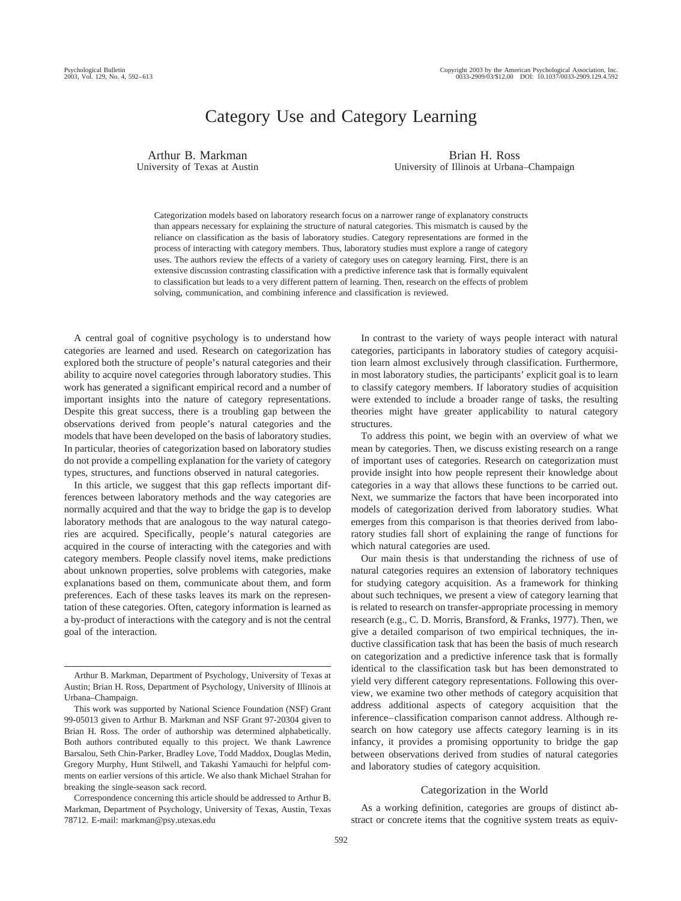# Category Use and Category Learning

Arthur B. Markman
University of Texas at Austin

Brian H. Ross
University of Illinois at Urbana–Champaign

Categorization models based on laboratory research focus on a narrower range of explanatory constructs than appears necessary for explaining the structure of natural categories. This mismatch is caused by the reliance on classification as the basis of laboratory studies. Category representations are formed in the process of interacting with category members. Thus, laboratory studies must explore a range of category uses. The authors review the effects of a variety of category uses on category learning. First, there is an extensive discussion contrasting classification with a predictive inference task that is formally equivalent to classification but leads to a very different pattern of learning. Then, research on the effects of problem solving, communication, and combining inference and classification is reviewed.

A central goal of cognitive psychology is to understand how categories are learned and used. Research on categorization has explored both the structure of people's natural categories and their ability to acquire novel categories through laboratory studies. This work has generated a significant empirical record and a number of important insights into the nature of category representations. Despite this great success, there is a troubling gap between the observations derived from people's natural categories and the models that have been developed on the basis of laboratory studies. In particular, theories of categorization based on laboratory studies do not provide a compelling explanation for the variety of category types, structures, and functions observed in natural categories.

In this article, we suggest that this gap reflects important differences between laboratory methods and the way categories are normally acquired and that the way to bridge the gap is to develop laboratory methods that are analogous to the way natural categories are acquired. Specifically, people's natural categories are acquired in the course of interacting with the categories and with category members. People classify novel items, make predictions about unknown properties, solve problems with categories, make explanations based on them, communicate about them, and form preferences. Each of these tasks leaves its mark on the representation of these categories. Often, category information is learned as a by-product of interactions with the category and is not the central goal of the interaction.

In contrast to the variety of ways people interact with natural categories, participants in laboratory studies of category acquisition learn almost exclusively through classification. Furthermore, in most laboratory studies, the participants' explicit goal is to learn to classify category members. If laboratory studies of acquisition were extended to include a broader range of tasks, the resulting theories might have greater applicability to natural category structures.

To address this point, we begin with an overview of what we mean by categories. Then, we discuss existing research on a range of important uses of categories. Research on categorization must provide insight into how people represent their knowledge about categories in a way that allows these functions to be carried out. Next, we summarize the factors that have been incorporated into models of categorization derived from laboratory studies. What emerges from this comparison is that theories derived from laboratory studies fall short of explaining the range of functions for which natural categories are used.

Our main thesis is that understanding the richness of use of natural categories requires an extension of laboratory techniques for studying category acquisition. As a framework for thinking about such techniques, we present a view of category learning that is related to research on transfer-appropriate processing in memory research (e.g., C. D. Morris, Bransford, & Franks, 1977). Then, we give a detailed comparison of two empirical techniques, the inductive classification task that has been the basis of much research on categorization and a predictive inference task that is formally identical to the classification task but has been demonstrated to yield very different category representations. Following this overview, we examine two other methods of category acquisition that address additional aspects of category acquisition that the inference–classification comparison cannot address. Although research on how category use affects category learning is in its infancy, it provides a promising opportunity to bridge the gap between observations derived from studies of natural categories and laboratory studies of category acquisition.

## Categorization in the World

As a working definition, categories are groups of distinct abstract or concrete items that the cognitive system treats as equiv-

---

Arthur B. Markman, Department of Psychology, University of Texas at Austin; Brian H. Ross, Department of Psychology, University of Illinois at Urbana–Champaign.

This work was supported by National Science Foundation (NSF) Grant 99-05013 given to Arthur B. Markman and NSF Grant 97-20304 given to Brian H. Ross. The order of authorship was determined alphabetically. Both authors contributed equally to this project. We thank Lawrence Barsalou, Seth Chin-Parker, Bradley Love, Todd Maddox, Douglas Medin, Gregory Murphy, Hunt Stilwell, and Takashi Yamauchi for helpful comments on earlier versions of this article. We also thank Michael Strahan for breaking the single-season sack record.

Correspondence concerning this article should be addressed to Arthur B. Markman, Department of Psychology, University of Texas, Austin, Texas 78712. E-mail: markman@psy.utexas.edu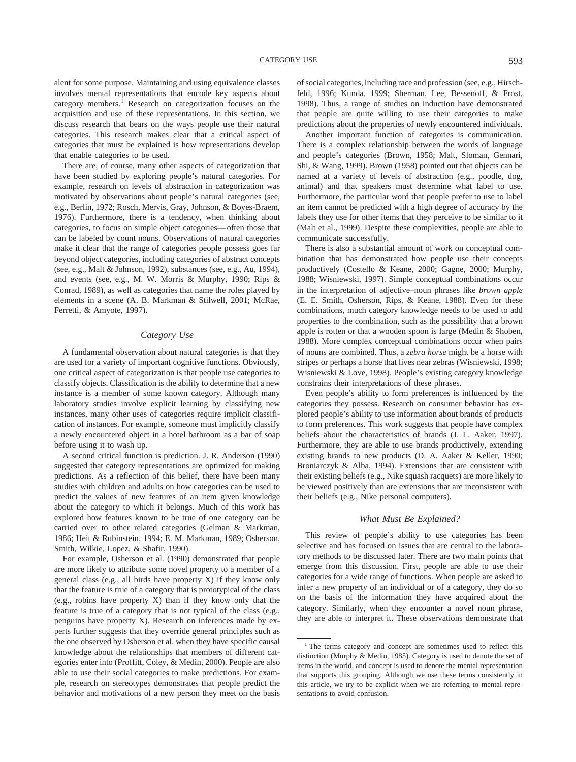alent for some purpose. Maintaining and using equivalence classes involves mental representations that encode key aspects about category members.[1] Research on categorization focuses on the acquisition and use of these representations. In this section, we discuss research that bears on the ways people use their natural categories. This research makes clear that a critical aspect of categories that must be explained is how representations develop that enable categories to be used.

There are, of course, many other aspects of categorization that have been studied by exploring people's natural categories. For example, research on levels of abstraction in categorization was motivated by observations about people's natural categories (see, e.g., Berlin, 1972; Rosch, Mervis, Gray, Johnson, & Boyes-Braem, 1976). Furthermore, there is a tendency, when thinking about categories, to focus on simple object categories—often those that can be labeled by count nouns. Observations of natural categories make it clear that the range of categories people possess goes far beyond object categories, including categories of abstract concepts (see, e.g., Malt & Johnson, 1992), substances (see, e.g., Au, 1994), and events (see, e.g., M. W. Morris & Murphy, 1990; Rips & Conrad, 1989), as well as categories that name the roles played by elements in a scene (A. B. Markman & Stilwell, 2001; McRae, Ferretti, & Amyote, 1997).

## *Category Use*

A fundamental observation about natural categories is that they are used for a variety of important cognitive functions. Obviously, one critical aspect of categorization is that people use categories to classify objects. Classification is the ability to determine that a new instance is a member of some known category. Although many laboratory studies involve explicit learning by classifying new instances, many other uses of categories require implicit classification of instances. For example, someone must implicitly classify a newly encountered object in a hotel bathroom as a bar of soap before using it to wash up.

A second critical function is prediction. J. R. Anderson (1990) suggested that category representations are optimized for making predictions. As a reflection of this belief, there have been many studies with children and adults on how categories can be used to predict the values of new features of an item given knowledge about the category to which it belongs. Much of this work has explored how features known to be true of one category can be carried over to other related categories (Gelman & Markman, 1986; Heit & Rubinstein, 1994; E. M. Markman, 1989; Osherson, Smith, Wilkie, Lopez, & Shafir, 1990).

For example, Osherson et al. (1990) demonstrated that people are more likely to attribute some novel property to a member of a general class (e.g., all birds have property X) if they know only that the feature is true of a category that is prototypical of the class (e.g., robins have property X) than if they know only that the feature is true of a category that is not typical of the class (e.g., penguins have property X). Research on inferences made by experts further suggests that they override general principles such as the one observed by Osherson et al. when they have specific causal knowledge about the relationships that members of different categories enter into (Proffitt, Coley, & Medin, 2000). People are also able to use their social categories to make predictions. For example, research on stereotypes demonstrates that people predict the behavior and motivations of a new person they meet on the basis of social categories, including race and profession (see, e.g., Hirschfeld, 1996; Kunda, 1999; Sherman, Lee, Bessenoff, & Frost, 1998). Thus, a range of studies on induction have demonstrated that people are quite willing to use their categories to make predictions about the properties of newly encountered individuals.

Another important function of categories is communication. There is a complex relationship between the words of language and people's categories (Brown, 1958; Malt, Sloman, Gennari, Shi, & Wang, 1999). Brown (1958) pointed out that objects can be named at a variety of levels of abstraction (e.g., poodle, dog, animal) and that speakers must determine what label to use. Furthermore, the particular word that people prefer to use to label an item cannot be predicted with a high degree of accuracy by the labels they use for other items that they perceive to be similar to it (Malt et al., 1999). Despite these complexities, people are able to communicate successfully.

There is also a substantial amount of work on conceptual combination that has demonstrated how people use their concepts productively (Costello & Keane, 2000; Gagne, 2000; Murphy, 1988; Wisniewski, 1997). Simple conceptual combinations occur in the interpretation of adjective–noun phrases like *brown apple* (E. E. Smith, Osherson, Rips, & Keane, 1988). Even for these combinations, much category knowledge needs to be used to add properties to the combination, such as the possibility that a brown apple is rotten or that a wooden spoon is large (Medin & Shoben, 1988). More complex conceptual combinations occur when pairs of nouns are combined. Thus, a *zebra horse* might be a horse with stripes or perhaps a horse that lives near zebras (Wisniewski, 1998; Wisniewski & Love, 1998). People's existing category knowledge constrains their interpretations of these phrases.

Even people's ability to form preferences is influenced by the categories they possess. Research on consumer behavior has explored people's ability to use information about brands of products to form preferences. This work suggests that people have complex beliefs about the characteristics of brands (J. L. Aaker, 1997). Furthermore, they are able to use brands productively, extending existing brands to new products (D. A. Aaker & Keller, 1990; Broniarczyk & Alba, 1994). Extensions that are consistent with their existing beliefs (e.g., Nike squash racquets) are more likely to be viewed positively than are extensions that are inconsistent with their beliefs (e.g., Nike personal computers).

## *What Must Be Explained?*

This review of people's ability to use categories has been selective and has focused on issues that are central to the laboratory methods to be discussed later. There are two main points that emerge from this discussion. First, people are able to use their categories for a wide range of functions. When people are asked to infer a new property of an individual or of a category, they do so on the basis of the information they have acquired about the category. Similarly, when they encounter a novel noun phrase, they are able to interpret it. These observations demonstrate that

---

[1] The terms category and concept are sometimes used to reflect this distinction (Murphy & Medin, 1985). Category is used to denote the set of items in the world, and concept is used to denote the mental representation that supports this grouping. Although we use these terms consistently in this article, we try to be explicit when we are referring to mental representations to avoid confusion.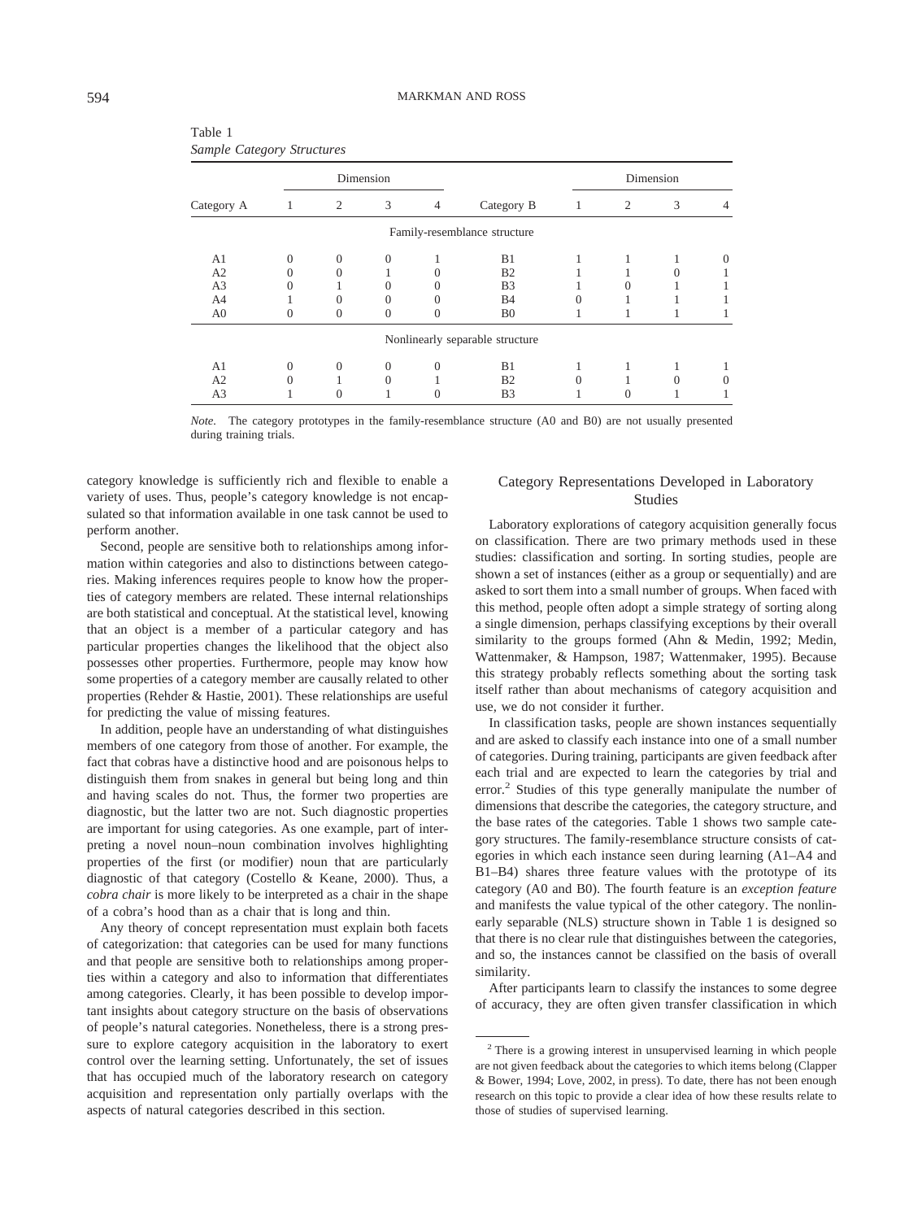Table 1
*Sample Category Structures*

| Category A | Dimension 1 | 2 | 3 | 4 | Category B | Dimension 1 | 2 | 3 | 4 |
|---|---|---|---|---|---|---|---|---|---|
| | | | | | Family-resemblance structure | | | | |
| A1 | 0 | 0 | 0 | 1 | B1 | 1 | 1 | 1 | 0 |
| A2 | 0 | 0 | 1 | 0 | B2 | 1 | 1 | 0 | 1 |
| A3 | 0 | 1 | 0 | 0 | B3 | 1 | 0 | 1 | 1 |
| A4 | 1 | 0 | 0 | 0 | B4 | 0 | 1 | 1 | 1 |
| A0 | 0 | 0 | 0 | 0 | B0 | 1 | 1 | 1 | 1 |
| | | | | | Nonlinearly separable structure | | | | |
| A1 | 0 | 0 | 0 | 0 | B1 | 1 | 1 | 1 | 1 |
| A2 | 0 | 1 | 0 | 1 | B2 | 0 | 1 | 0 | 0 |
| A3 | 1 | 0 | 1 | 0 | B3 | 1 | 0 | 1 | 1 |

*Note.* The category prototypes in the family-resemblance structure (A0 and B0) are not usually presented during training trials.

category knowledge is sufficiently rich and flexible to enable a variety of uses. Thus, people's category knowledge is not encapsulated so that information available in one task cannot be used to perform another.

Second, people are sensitive both to relationships among information within categories and also to distinctions between categories. Making inferences requires people to know how the properties of category members are related. These internal relationships are both statistical and conceptual. At the statistical level, knowing that an object is a member of a particular category and has particular properties changes the likelihood that the object also possesses other properties. Furthermore, people may know how some properties of a category member are causally related to other properties (Rehder & Hastie, 2001). These relationships are useful for predicting the value of missing features.

In addition, people have an understanding of what distinguishes members of one category from those of another. For example, the fact that cobras have a distinctive hood and are poisonous helps to distinguish them from snakes in general but being long and thin and having scales do not. Thus, the former two properties are diagnostic, but the latter two are not. Such diagnostic properties are important for using categories. As one example, part of interpreting a novel noun–noun combination involves highlighting properties of the first (or modifier) noun that are particularly diagnostic of that category (Costello & Keane, 2000). Thus, a *cobra chair* is more likely to be interpreted as a chair in the shape of a cobra's hood than as a chair that is long and thin.

Any theory of concept representation must explain both facets of categorization: that categories can be used for many functions and that people are sensitive both to relationships among properties within a category and also to information that differentiates among categories. Clearly, it has been possible to develop important insights about category structure on the basis of observations of people's natural categories. Nonetheless, there is a strong pressure to explore category acquisition in the laboratory to exert control over the learning setting. Unfortunately, the set of issues that has occupied much of the laboratory research on category acquisition and representation only partially overlaps with the aspects of natural categories described in this section.

## Category Representations Developed in Laboratory Studies

Laboratory explorations of category acquisition generally focus on classification. There are two primary methods used in these studies: classification and sorting. In sorting studies, people are shown a set of instances (either as a group or sequentially) and are asked to sort them into a small number of groups. When faced with this method, people often adopt a simple strategy of sorting along a single dimension, perhaps classifying exceptions by their overall similarity to the groups formed (Ahn & Medin, 1992; Medin, Wattenmaker, & Hampson, 1987; Wattenmaker, 1995). Because this strategy probably reflects something about the sorting task itself rather than about mechanisms of category acquisition and use, we do not consider it further.

In classification tasks, people are shown instances sequentially and are asked to classify each instance into one of a small number of categories. During training, participants are given feedback after each trial and are expected to learn the categories by trial and error.[2] Studies of this type generally manipulate the number of dimensions that describe the categories, the category structure, and the base rates of the categories. Table 1 shows two sample category structures. The family-resemblance structure consists of categories in which each instance seen during learning (A1–A4 and B1–B4) shares three feature values with the prototype of its category (A0 and B0). The fourth feature is an *exception feature* and manifests the value typical of the other category. The nonlinearly separable (NLS) structure shown in Table 1 is designed so that there is no clear rule that distinguishes between the categories, and so, the instances cannot be classified on the basis of overall similarity.

After participants learn to classify the instances to some degree of accuracy, they are often given transfer classification in which

[2] There is a growing interest in unsupervised learning in which people are not given feedback about the categories to which items belong (Clapper & Bower, 1994; Love, 2002, in press). To date, there has not been enough research on this topic to provide a clear idea of how these results relate to those of studies of supervised learning.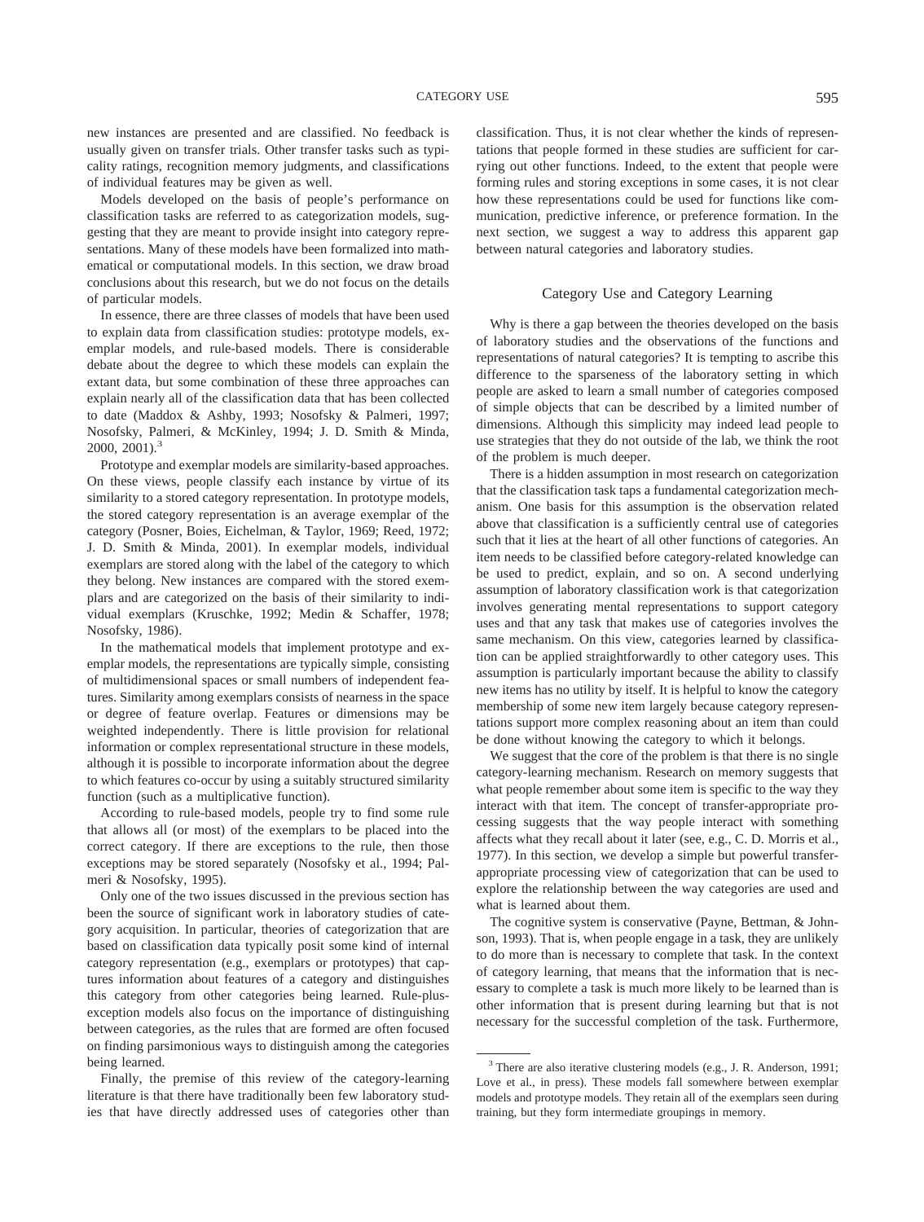new instances are presented and are classified. No feedback is usually given on transfer trials. Other transfer tasks such as typicality ratings, recognition memory judgments, and classifications of individual features may be given as well.

Models developed on the basis of people's performance on classification tasks are referred to as categorization models, suggesting that they are meant to provide insight into category representations. Many of these models have been formalized into mathematical or computational models. In this section, we draw broad conclusions about this research, but we do not focus on the details of particular models.

In essence, there are three classes of models that have been used to explain data from classification studies: prototype models, exemplar models, and rule-based models. There is considerable debate about the degree to which these models can explain the extant data, but some combination of these three approaches can explain nearly all of the classification data that has been collected to date (Maddox & Ashby, 1993; Nosofsky & Palmeri, 1997; Nosofsky, Palmeri, & McKinley, 1994; J. D. Smith & Minda, 2000, 2001).[3]

Prototype and exemplar models are similarity-based approaches. On these views, people classify each instance by virtue of its similarity to a stored category representation. In prototype models, the stored category representation is an average exemplar of the category (Posner, Boies, Eichelman, & Taylor, 1969; Reed, 1972; J. D. Smith & Minda, 2001). In exemplar models, individual exemplars are stored along with the label of the category to which they belong. New instances are compared with the stored exemplars and are categorized on the basis of their similarity to individual exemplars (Kruschke, 1992; Medin & Schaffer, 1978; Nosofsky, 1986).

In the mathematical models that implement prototype and exemplar models, the representations are typically simple, consisting of multidimensional spaces or small numbers of independent features. Similarity among exemplars consists of nearness in the space or degree of feature overlap. Features or dimensions may be weighted independently. There is little provision for relational information or complex representational structure in these models, although it is possible to incorporate information about the degree to which features co-occur by using a suitably structured similarity function (such as a multiplicative function).

According to rule-based models, people try to find some rule that allows all (or most) of the exemplars to be placed into the correct category. If there are exceptions to the rule, then those exceptions may be stored separately (Nosofsky et al., 1994; Palmeri & Nosofsky, 1995).

Only one of the two issues discussed in the previous section has been the source of significant work in laboratory studies of category acquisition. In particular, theories of categorization that are based on classification data typically posit some kind of internal category representation (e.g., exemplars or prototypes) that captures information about features of a category and distinguishes this category from other categories being learned. Rule-plus-exception models also focus on the importance of distinguishing between categories, as the rules that are formed are often focused on finding parsimonious ways to distinguish among the categories being learned.

Finally, the premise of this review of the category-learning literature is that there have traditionally been few laboratory studies that have directly addressed uses of categories other than classification. Thus, it is not clear whether the kinds of representations that people formed in these studies are sufficient for carrying out other functions. Indeed, to the extent that people were forming rules and storing exceptions in some cases, it is not clear how these representations could be used for functions like communication, predictive inference, or preference formation. In the next section, we suggest a way to address this apparent gap between natural categories and laboratory studies.

## Category Use and Category Learning

Why is there a gap between the theories developed on the basis of laboratory studies and the observations of the functions and representations of natural categories? It is tempting to ascribe this difference to the sparseness of the laboratory setting in which people are asked to learn a small number of categories composed of simple objects that can be described by a limited number of dimensions. Although this simplicity may indeed lead people to use strategies that they do not outside of the lab, we think the root of the problem is much deeper.

There is a hidden assumption in most research on categorization that the classification task taps a fundamental categorization mechanism. One basis for this assumption is the observation related above that classification is a sufficiently central use of categories such that it lies at the heart of all other functions of categories. An item needs to be classified before category-related knowledge can be used to predict, explain, and so on. A second underlying assumption of laboratory classification work is that categorization involves generating mental representations to support category uses and that any task that makes use of categories involves the same mechanism. On this view, categories learned by classification can be applied straightforwardly to other category uses. This assumption is particularly important because the ability to classify new items has no utility by itself. It is helpful to know the category membership of some new item largely because category representations support more complex reasoning about an item than could be done without knowing the category to which it belongs.

We suggest that the core of the problem is that there is no single category-learning mechanism. Research on memory suggests that what people remember about some item is specific to the way they interact with that item. The concept of transfer-appropriate processing suggests that the way people interact with something affects what they recall about it later (see, e.g., C. D. Morris et al., 1977). In this section, we develop a simple but powerful transfer-appropriate processing view of categorization that can be used to explore the relationship between the way categories are used and what is learned about them.

The cognitive system is conservative (Payne, Bettman, & Johnson, 1993). That is, when people engage in a task, they are unlikely to do more than is necessary to complete that task. In the context of category learning, that means that the information that is necessary to complete a task is much more likely to be learned than is other information that is present during learning but that is not necessary for the successful completion of the task. Furthermore,

[3] There are also iterative clustering models (e.g., J. R. Anderson, 1991; Love et al., in press). These models fall somewhere between exemplar models and prototype models. They retain all of the exemplars seen during training, but they form intermediate groupings in memory.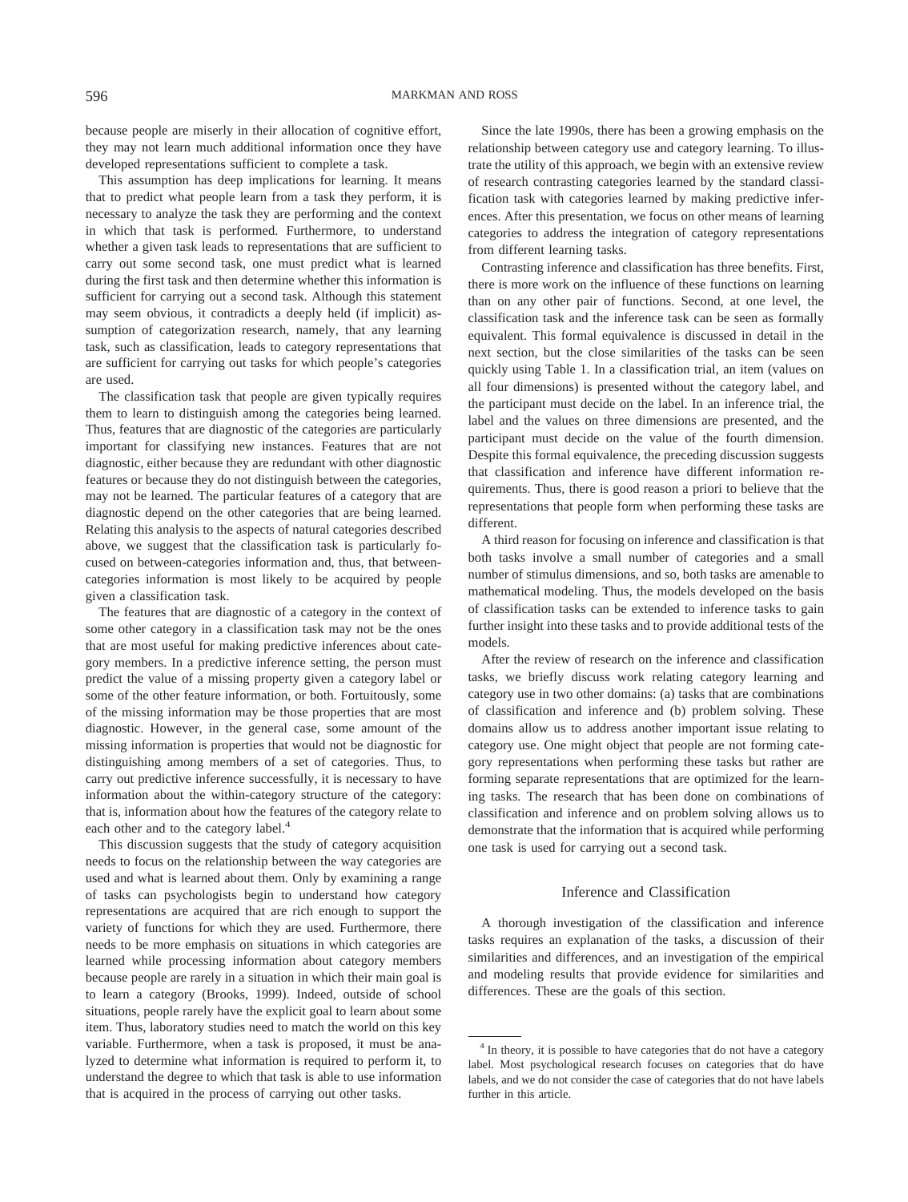because people are miserly in their allocation of cognitive effort, they may not learn much additional information once they have developed representations sufficient to complete a task.

This assumption has deep implications for learning. It means that to predict what people learn from a task they perform, it is necessary to analyze the task they are performing and the context in which that task is performed. Furthermore, to understand whether a given task leads to representations that are sufficient to carry out some second task, one must predict what is learned during the first task and then determine whether this information is sufficient for carrying out a second task. Although this statement may seem obvious, it contradicts a deeply held (if implicit) assumption of categorization research, namely, that any learning task, such as classification, leads to category representations that are sufficient for carrying out tasks for which people's categories are used.

The classification task that people are given typically requires them to learn to distinguish among the categories being learned. Thus, features that are diagnostic of the categories are particularly important for classifying new instances. Features that are not diagnostic, either because they are redundant with other diagnostic features or because they do not distinguish between the categories, may not be learned. The particular features of a category that are diagnostic depend on the other categories that are being learned. Relating this analysis to the aspects of natural categories described above, we suggest that the classification task is particularly focused on between-categories information and, thus, that between-categories information is most likely to be acquired by people given a classification task.

The features that are diagnostic of a category in the context of some other category in a classification task may not be the ones that are most useful for making predictive inferences about category members. In a predictive inference setting, the person must predict the value of a missing property given a category label or some of the other feature information, or both. Fortuitously, some of the missing information may be those properties that are most diagnostic. However, in the general case, some amount of the missing information is properties that would not be diagnostic for distinguishing among members of a set of categories. Thus, to carry out predictive inference successfully, it is necessary to have information about the within-category structure of the category: that is, information about how the features of the category relate to each other and to the category label.[4]

This discussion suggests that the study of category acquisition needs to focus on the relationship between the way categories are used and what is learned about them. Only by examining a range of tasks can psychologists begin to understand how category representations are acquired that are rich enough to support the variety of functions for which they are used. Furthermore, there needs to be more emphasis on situations in which categories are learned while processing information about category members because people are rarely in a situation in which their main goal is to learn a category (Brooks, 1999). Indeed, outside of school situations, people rarely have the explicit goal to learn about some item. Thus, laboratory studies need to match the world on this key variable. Furthermore, when a task is proposed, it must be analyzed to determine what information is required to perform it, to understand the degree to which that task is able to use information that is acquired in the process of carrying out other tasks.

Since the late 1990s, there has been a growing emphasis on the relationship between category use and category learning. To illustrate the utility of this approach, we begin with an extensive review of research contrasting categories learned by the standard classification task with categories learned by making predictive inferences. After this presentation, we focus on other means of learning categories to address the integration of category representations from different learning tasks.

Contrasting inference and classification has three benefits. First, there is more work on the influence of these functions on learning than on any other pair of functions. Second, at one level, the classification task and the inference task can be seen as formally equivalent. This formal equivalence is discussed in detail in the next section, but the close similarities of the tasks can be seen quickly using Table 1. In a classification trial, an item (values on all four dimensions) is presented without the category label, and the participant must decide on the label. In an inference trial, the label and the values on three dimensions are presented, and the participant must decide on the value of the fourth dimension. Despite this formal equivalence, the preceding discussion suggests that classification and inference have different information requirements. Thus, there is good reason a priori to believe that the representations that people form when performing these tasks are different.

A third reason for focusing on inference and classification is that both tasks involve a small number of categories and a small number of stimulus dimensions, and so, both tasks are amenable to mathematical modeling. Thus, the models developed on the basis of classification tasks can be extended to inference tasks to gain further insight into these tasks and to provide additional tests of the models.

After the review of research on the inference and classification tasks, we briefly discuss work relating category learning and category use in two other domains: (a) tasks that are combinations of classification and inference and (b) problem solving. These domains allow us to address another important issue relating to category use. One might object that people are not forming category representations when performing these tasks but rather are forming separate representations that are optimized for the learning tasks. The research that has been done on combinations of classification and inference and on problem solving allows us to demonstrate that the information that is acquired while performing one task is used for carrying out a second task.

## Inference and Classification

A thorough investigation of the classification and inference tasks requires an explanation of the tasks, a discussion of their similarities and differences, and an investigation of the empirical and modeling results that provide evidence for similarities and differences. These are the goals of this section.

[4] In theory, it is possible to have categories that do not have a category label. Most psychological research focuses on categories that do have labels, and we do not consider the case of categories that do not have labels further in this article.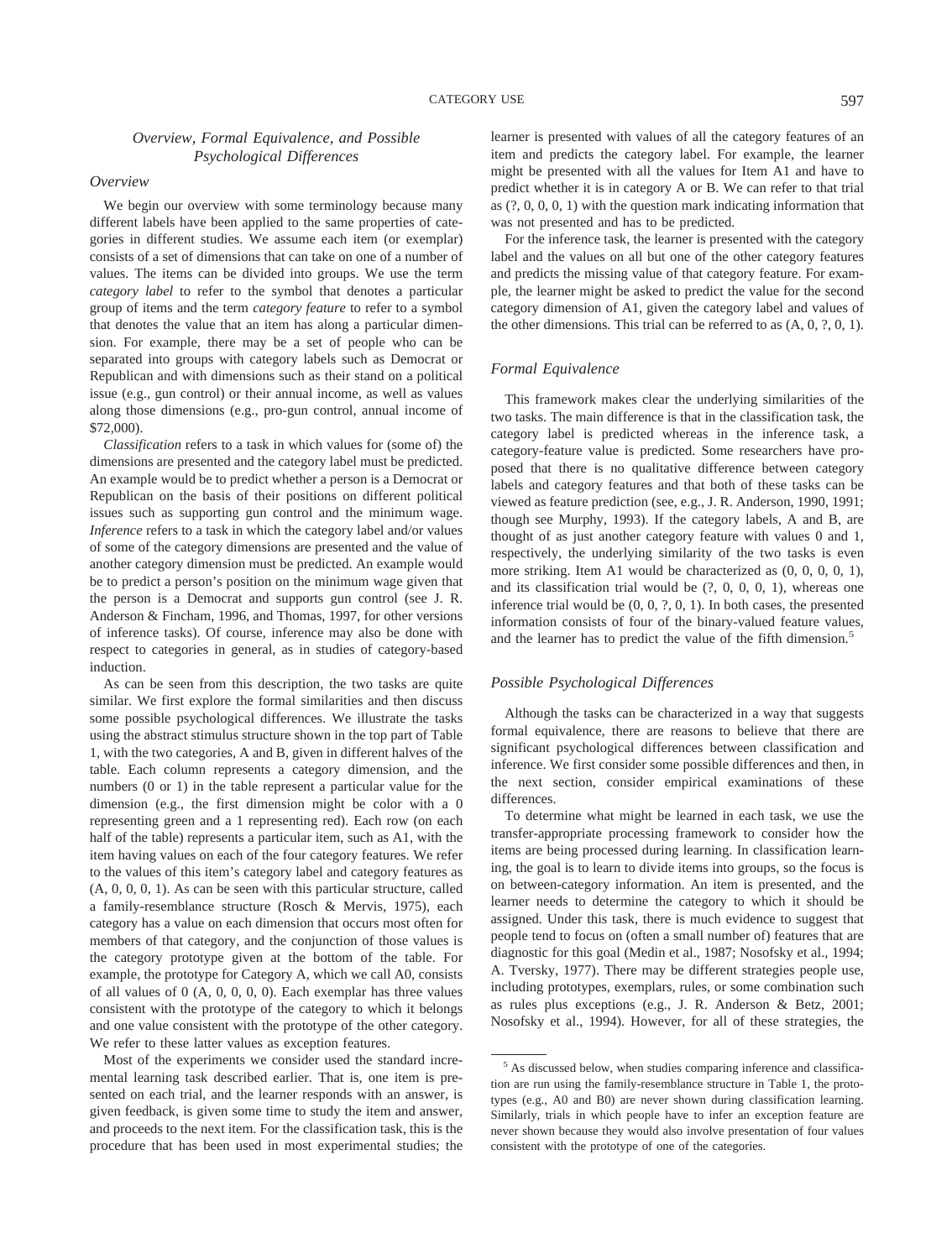### *Overview, Formal Equivalence, and Possible Psychological Differences*

#### *Overview*

We begin our overview with some terminology because many different labels have been applied to the same properties of categories in different studies. We assume each item (or exemplar) consists of a set of dimensions that can take on one of a number of values. The items can be divided into groups. We use the term *category label* to refer to the symbol that denotes a particular group of items and the term *category feature* to refer to a symbol that denotes the value that an item has along a particular dimension. For example, there may be a set of people who can be separated into groups with category labels such as Democrat or Republican and with dimensions such as their stand on a political issue (e.g., gun control) or their annual income, as well as values along those dimensions (e.g., pro-gun control, annual income of $72,000).

*Classification* refers to a task in which values for (some of) the dimensions are presented and the category label must be predicted. An example would be to predict whether a person is a Democrat or Republican on the basis of their positions on different political issues such as supporting gun control and the minimum wage. *Inference* refers to a task in which the category label and/or values of some of the category dimensions are presented and the value of another category dimension must be predicted. An example would be to predict a person's position on the minimum wage given that the person is a Democrat and supports gun control (see J. R. Anderson & Fincham, 1996, and Thomas, 1997, for other versions of inference tasks). Of course, inference may also be done with respect to categories in general, as in studies of category-based induction.

As can be seen from this description, the two tasks are quite similar. We first explore the formal similarities and then discuss some possible psychological differences. We illustrate the tasks using the abstract stimulus structure shown in the top part of Table 1, with the two categories, A and B, given in different halves of the table. Each column represents a category dimension, and the numbers (0 or 1) in the table represent a particular value for the dimension (e.g., the first dimension might be color with a 0 representing green and a 1 representing red). Each row (on each half of the table) represents a particular item, such as A1, with the item having values on each of the four category features. We refer to the values of this item's category label and category features as (A, 0, 0, 0, 1). As can be seen with this particular structure, called a family-resemblance structure (Rosch & Mervis, 1975), each category has a value on each dimension that occurs most often for members of that category, and the conjunction of those values is the category prototype given at the bottom of the table. For example, the prototype for Category A, which we call A0, consists of all values of 0 (A, 0, 0, 0, 0). Each exemplar has three values consistent with the prototype of the category to which it belongs and one value consistent with the prototype of the other category. We refer to these latter values as exception features.

Most of the experiments we consider used the standard incremental learning task described earlier. That is, one item is presented on each trial, and the learner responds with an answer, is given feedback, is given some time to study the item and answer, and proceeds to the next item. For the classification task, this is the procedure that has been used in most experimental studies; the learner is presented with values of all the category features of an item and predicts the category label. For example, the learner might be presented with all the values for Item A1 and have to predict whether it is in category A or B. We can refer to that trial as (?, 0, 0, 0, 1) with the question mark indicating information that was not presented and has to be predicted.

For the inference task, the learner is presented with the category label and the values on all but one of the other category features and predicts the missing value of that category feature. For example, the learner might be asked to predict the value for the second category dimension of A1, given the category label and values of the other dimensions. This trial can be referred to as (A, 0, ?, 0, 1).

#### *Formal Equivalence*

This framework makes clear the underlying similarities of the two tasks. The main difference is that in the classification task, the category label is predicted whereas in the inference task, a category-feature value is predicted. Some researchers have proposed that there is no qualitative difference between category labels and category features and that both of these tasks can be viewed as feature prediction (see, e.g., J. R. Anderson, 1990, 1991; though see Murphy, 1993). If the category labels, A and B, are thought of as just another category feature with values 0 and 1, respectively, the underlying similarity of the two tasks is even more striking. Item A1 would be characterized as (0, 0, 0, 0, 1), and its classification trial would be (?, 0, 0, 0, 1), whereas one inference trial would be (0, 0, ?, 0, 1). In both cases, the presented information consists of four of the binary-valued feature values, and the learner has to predict the value of the fifth dimension.[5]

#### *Possible Psychological Differences*

Although the tasks can be characterized in a way that suggests formal equivalence, there are reasons to believe that there are significant psychological differences between classification and inference. We first consider some possible differences and then, in the next section, consider empirical examinations of these differences.

To determine what might be learned in each task, we use the transfer-appropriate processing framework to consider how the items are being processed during learning. In classification learning, the goal is to learn to divide items into groups, so the focus is on between-category information. An item is presented, and the learner needs to determine the category to which it should be assigned. Under this task, there is much evidence to suggest that people tend to focus on (often a small number of) features that are diagnostic for this goal (Medin et al., 1987; Nosofsky et al., 1994; A. Tversky, 1977). There may be different strategies people use, including prototypes, exemplars, rules, or some combination such as rules plus exceptions (e.g., J. R. Anderson & Betz, 2001; Nosofsky et al., 1994). However, for all of these strategies, the

[5] As discussed below, when studies comparing inference and classification are run using the family-resemblance structure in Table 1, the prototypes (e.g., A0 and B0) are never shown during classification learning. Similarly, trials in which people have to infer an exception feature are never shown because they would also involve presentation of four values consistent with the prototype of one of the categories.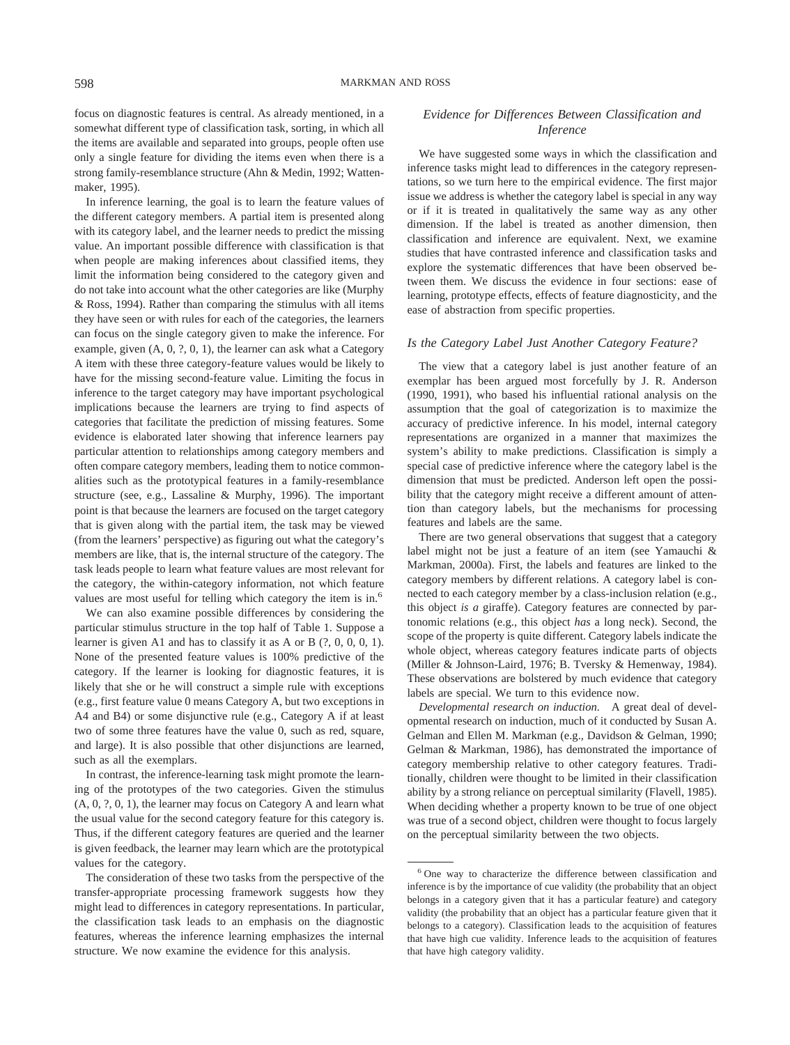focus on diagnostic features is central. As already mentioned, in a somewhat different type of classification task, sorting, in which all the items are available and separated into groups, people often use only a single feature for dividing the items even when there is a strong family-resemblance structure (Ahn & Medin, 1992; Wattenmaker, 1995).

In inference learning, the goal is to learn the feature values of the different category members. A partial item is presented along with its category label, and the learner needs to predict the missing value. An important possible difference with classification is that when people are making inferences about classified items, they limit the information being considered to the category given and do not take into account what the other categories are like (Murphy & Ross, 1994). Rather than comparing the stimulus with all items they have seen or with rules for each of the categories, the learners can focus on the single category given to make the inference. For example, given (A, 0, ?, 0, 1), the learner can ask what a Category A item with these three category-feature values would be likely to have for the missing second-feature value. Limiting the focus in inference to the target category may have important psychological implications because the learners are trying to find aspects of categories that facilitate the prediction of missing features. Some evidence is elaborated later showing that inference learners pay particular attention to relationships among category members and often compare category members, leading them to notice commonalities such as the prototypical features in a family-resemblance structure (see, e.g., Lassaline & Murphy, 1996). The important point is that because the learners are focused on the target category that is given along with the partial item, the task may be viewed (from the learners' perspective) as figuring out what the category's members are like, that is, the internal structure of the category. The task leads people to learn what feature values are most relevant for the category, the within-category information, not which feature values are most useful for telling which category the item is in.[6]

We can also examine possible differences by considering the particular stimulus structure in the top half of Table 1. Suppose a learner is given A1 and has to classify it as A or B (?, 0, 0, 0, 1). None of the presented feature values is 100% predictive of the category. If the learner is looking for diagnostic features, it is likely that she or he will construct a simple rule with exceptions (e.g., first feature value 0 means Category A, but two exceptions in A4 and B4) or some disjunctive rule (e.g., Category A if at least two of some three features have the value 0, such as red, square, and large). It is also possible that other disjunctions are learned, such as all the exemplars.

In contrast, the inference-learning task might promote the learning of the prototypes of the two categories. Given the stimulus (A, 0, ?, 0, 1), the learner may focus on Category A and learn what the usual value for the second category feature for this category is. Thus, if the different category features are queried and the learner is given feedback, the learner may learn which are the prototypical values for the category.

The consideration of these two tasks from the perspective of the transfer-appropriate processing framework suggests how they might lead to differences in category representations. In particular, the classification task leads to an emphasis on the diagnostic features, whereas the inference learning emphasizes the internal structure. We now examine the evidence for this analysis.

## *Evidence for Differences Between Classification and Inference*

We have suggested some ways in which the classification and inference tasks might lead to differences in the category representations, so we turn here to the empirical evidence. The first major issue we address is whether the category label is special in any way or if it is treated in qualitatively the same way as any other dimension. If the label is treated as another dimension, then classification and inference are equivalent. Next, we examine studies that have contrasted inference and classification tasks and explore the systematic differences that have been observed between them. We discuss the evidence in four sections: ease of learning, prototype effects, effects of feature diagnosticity, and the ease of abstraction from specific properties.

### *Is the Category Label Just Another Category Feature?*

The view that a category label is just another feature of an exemplar has been argued most forcefully by J. R. Anderson (1990, 1991), who based his influential rational analysis on the assumption that the goal of categorization is to maximize the accuracy of predictive inference. In his model, internal category representations are organized in a manner that maximizes the system's ability to make predictions. Classification is simply a special case of predictive inference where the category label is the dimension that must be predicted. Anderson left open the possibility that the category might receive a different amount of attention than category labels, but the mechanisms for processing features and labels are the same.

There are two general observations that suggest that a category label might not be just a feature of an item (see Yamauchi & Markman, 2000a). First, the labels and features are linked to the category members by different relations. A category label is connected to each category member by a class-inclusion relation (e.g., this object *is a* giraffe). Category features are connected by partonomic relations (e.g., this object *has* a long neck). Second, the scope of the property is quite different. Category labels indicate the whole object, whereas category features indicate parts of objects (Miller & Johnson-Laird, 1976; B. Tversky & Hemenway, 1984). These observations are bolstered by much evidence that category labels are special. We turn to this evidence now.

*Developmental research on induction.* A great deal of developmental research on induction, much of it conducted by Susan A. Gelman and Ellen M. Markman (e.g., Davidson & Gelman, 1990; Gelman & Markman, 1986), has demonstrated the importance of category membership relative to other category features. Traditionally, children were thought to be limited in their classification ability by a strong reliance on perceptual similarity (Flavell, 1985). When deciding whether a property known to be true of one object was true of a second object, children were thought to focus largely on the perceptual similarity between the two objects.

[6] One way to characterize the difference between classification and inference is by the importance of cue validity (the probability that an object belongs in a category given that it has a particular feature) and category validity (the probability that an object has a particular feature given that it belongs to a category). Classification leads to the acquisition of features that have high cue validity. Inference leads to the acquisition of features that have high category validity.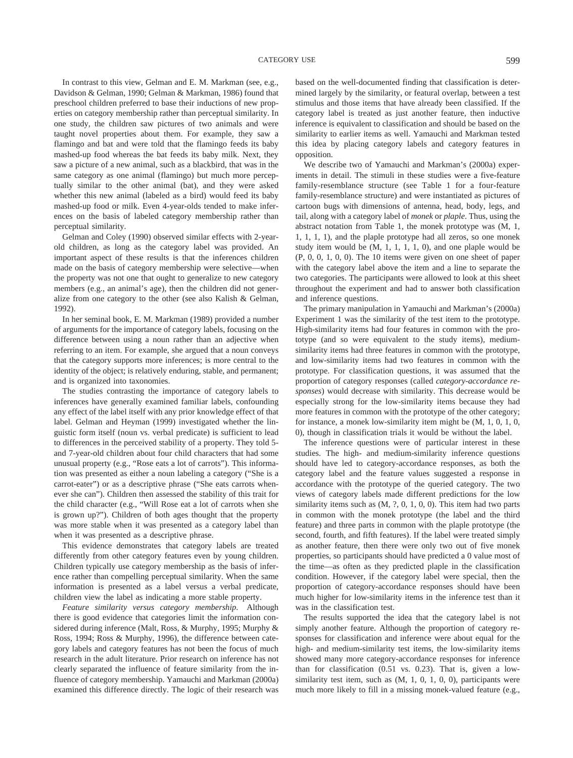In contrast to this view, Gelman and E. M. Markman (see, e.g., Davidson & Gelman, 1990; Gelman & Markman, 1986) found that preschool children preferred to base their inductions of new properties on category membership rather than perceptual similarity. In one study, the children saw pictures of two animals and were taught novel properties about them. For example, they saw a flamingo and bat and were told that the flamingo feeds its baby mashed-up food whereas the bat feeds its baby milk. Next, they saw a picture of a new animal, such as a blackbird, that was in the same category as one animal (flamingo) but much more perceptually similar to the other animal (bat), and they were asked whether this new animal (labeled as a bird) would feed its baby mashed-up food or milk. Even 4-year-olds tended to make inferences on the basis of labeled category membership rather than perceptual similarity.

Gelman and Coley (1990) observed similar effects with 2-year-old children, as long as the category label was provided. An important aspect of these results is that the inferences children made on the basis of category membership were selective—when the property was not one that ought to generalize to new category members (e.g., an animal's age), then the children did not generalize from one category to the other (see also Kalish & Gelman, 1992).

In her seminal book, E. M. Markman (1989) provided a number of arguments for the importance of category labels, focusing on the difference between using a noun rather than an adjective when referring to an item. For example, she argued that a noun conveys that the category supports more inferences; is more central to the identity of the object; is relatively enduring, stable, and permanent; and is organized into taxonomies.

The studies contrasting the importance of category labels to inferences have generally examined familiar labels, confounding any effect of the label itself with any prior knowledge effect of that label. Gelman and Heyman (1999) investigated whether the linguistic form itself (noun vs. verbal predicate) is sufficient to lead to differences in the perceived stability of a property. They told 5- and 7-year-old children about four child characters that had some unusual property (e.g., "Rose eats a lot of carrots"). This information was presented as either a noun labeling a category ("She is a carrot-eater") or as a descriptive phrase ("She eats carrots whenever she can"). Children then assessed the stability of this trait for the child character (e.g., "Will Rose eat a lot of carrots when she is grown up?"). Children of both ages thought that the property was more stable when it was presented as a category label than when it was presented as a descriptive phrase.

This evidence demonstrates that category labels are treated differently from other category features even by young children. Children typically use category membership as the basis of inference rather than compelling perceptual similarity. When the same information is presented as a label versus a verbal predicate, children view the label as indicating a more stable property.

*Feature similarity versus category membership.* Although there is good evidence that categories limit the information considered during inference (Malt, Ross, & Murphy, 1995; Murphy & Ross, 1994; Ross & Murphy, 1996), the difference between category labels and category features has not been the focus of much research in the adult literature. Prior research on inference has not clearly separated the influence of feature similarity from the influence of category membership. Yamauchi and Markman (2000a) examined this difference directly. The logic of their research was based on the well-documented finding that classification is determined largely by the similarity, or featural overlap, between a test stimulus and those items that have already been classified. If the category label is treated as just another feature, then inductive inference is equivalent to classification and should be based on the similarity to earlier items as well. Yamauchi and Markman tested this idea by placing category labels and category features in opposition.

We describe two of Yamauchi and Markman's (2000a) experiments in detail. The stimuli in these studies were a five-feature family-resemblance structure (see Table 1 for a four-feature family-resemblance structure) and were instantiated as pictures of cartoon bugs with dimensions of antenna, head, body, legs, and tail, along with a category label of *monek* or *plaple*. Thus, using the abstract notation from Table 1, the monek prototype was (M, 1, 1, 1, 1, 1), and the plaple prototype had all zeros, so one monek study item would be (M, 1, 1, 1, 1, 0), and one plaple would be (P, 0, 0, 1, 0, 0). The 10 items were given on one sheet of paper with the category label above the item and a line to separate the two categories. The participants were allowed to look at this sheet throughout the experiment and had to answer both classification and inference questions.

The primary manipulation in Yamauchi and Markman's (2000a) Experiment 1 was the similarity of the test item to the prototype. High-similarity items had four features in common with the prototype (and so were equivalent to the study items), medium-similarity items had three features in common with the prototype, and low-similarity items had two features in common with the prototype. For classification questions, it was assumed that the proportion of category responses (called *category-accordance responses*) would decrease with similarity. This decrease would be especially strong for the low-similarity items because they had more features in common with the prototype of the other category; for instance, a monek low-similarity item might be (M, 1, 0, 1, 0, 0), though in classification trials it would be without the label.

The inference questions were of particular interest in these studies. The high- and medium-similarity inference questions should have led to category-accordance responses, as both the category label and the feature values suggested a response in accordance with the prototype of the queried category. The two views of category labels made different predictions for the low similarity items such as (M, ?, 0, 1, 0, 0). This item had two parts in common with the monek prototype (the label and the third feature) and three parts in common with the plaple prototype (the second, fourth, and fifth features). If the label were treated simply as another feature, then there were only two out of five monek properties, so participants should have predicted a 0 value most of the time—as often as they predicted plaple in the classification condition. However, if the category label were special, then the proportion of category-accordance responses should have been much higher for low-similarity items in the inference test than it was in the classification test.

The results supported the idea that the category label is not simply another feature. Although the proportion of category responses for classification and inference were about equal for the high- and medium-similarity test items, the low-similarity items showed many more category-accordance responses for inference than for classification (0.51 vs. 0.23). That is, given a low-similarity test item, such as (M, 1, 0, 1, 0, 0), participants were much more likely to fill in a missing monek-valued feature (e.g.,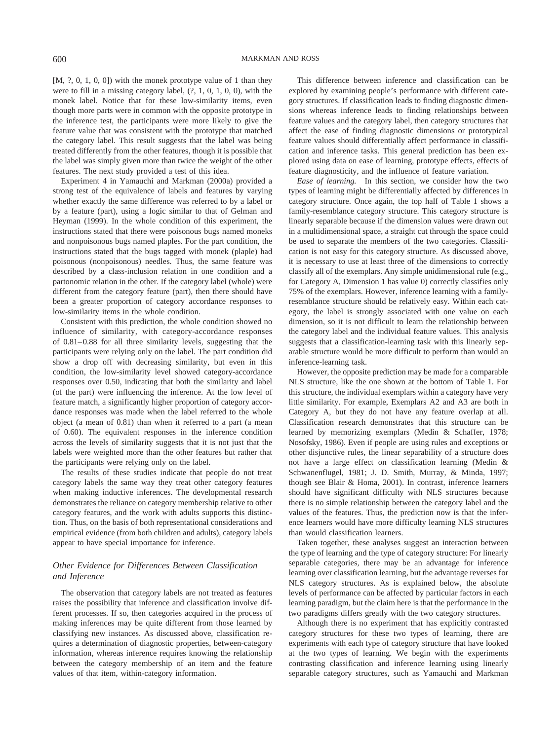[M, ?, 0, 1, 0, 0]) with the monek prototype value of 1 than they were to fill in a missing category label, (?, 1, 0, 1, 0, 0), with the monek label. Notice that for these low-similarity items, even though more parts were in common with the opposite prototype in the inference test, the participants were more likely to give the feature value that was consistent with the prototype that matched the category label. This result suggests that the label was being treated differently from the other features, though it is possible that the label was simply given more than twice the weight of the other features. The next study provided a test of this idea.

Experiment 4 in Yamauchi and Markman (2000a) provided a strong test of the equivalence of labels and features by varying whether exactly the same difference was referred to by a label or by a feature (part), using a logic similar to that of Gelman and Heyman (1999). In the whole condition of this experiment, the instructions stated that there were poisonous bugs named moneks and nonpoisonous bugs named plaples. For the part condition, the instructions stated that the bugs tagged with monek (plaple) had poisonous (nonpoisonous) needles. Thus, the same feature was described by a class-inclusion relation in one condition and a partonomic relation in the other. If the category label (whole) were different from the category feature (part), then there should have been a greater proportion of category accordance responses to low-similarity items in the whole condition.

Consistent with this prediction, the whole condition showed no influence of similarity, with category-accordance responses of 0.81–0.88 for all three similarity levels, suggesting that the participants were relying only on the label. The part condition did show a drop off with decreasing similarity, but even in this condition, the low-similarity level showed category-accordance responses over 0.50, indicating that both the similarity and label (of the part) were influencing the inference. At the low level of feature match, a significantly higher proportion of category accordance responses was made when the label referred to the whole object (a mean of 0.81) than when it referred to a part (a mean of 0.60). The equivalent responses in the inference condition across the levels of similarity suggests that it is not just that the labels were weighted more than the other features but rather that the participants were relying only on the label.

The results of these studies indicate that people do not treat category labels the same way they treat other category features when making inductive inferences. The developmental research demonstrates the reliance on category membership relative to other category features, and the work with adults supports this distinction. Thus, on the basis of both representational considerations and empirical evidence (from both children and adults), category labels appear to have special importance for inference.

### *Other Evidence for Differences Between Classification and Inference*

The observation that category labels are not treated as features raises the possibility that inference and classification involve different processes. If so, then categories acquired in the process of making inferences may be quite different from those learned by classifying new instances. As discussed above, classification requires a determination of diagnostic properties, between-category information, whereas inference requires knowing the relationship between the category membership of an item and the feature values of that item, within-category information.

This difference between inference and classification can be explored by examining people's performance with different category structures. If classification leads to finding diagnostic dimensions whereas inference leads to finding relationships between feature values and the category label, then category structures that affect the ease of finding diagnostic dimensions or prototypical feature values should differentially affect performance in classification and inference tasks. This general prediction has been explored using data on ease of learning, prototype effects, effects of feature diagnosticity, and the influence of feature variation.

*Ease of learning.* In this section, we consider how the two types of learning might be differentially affected by differences in category structure. Once again, the top half of Table 1 shows a family-resemblance category structure. This category structure is linearly separable because if the dimension values were drawn out in a multidimensional space, a straight cut through the space could be used to separate the members of the two categories. Classification is not easy for this category structure. As discussed above, it is necessary to use at least three of the dimensions to correctly classify all of the exemplars. Any simple unidimensional rule (e.g., for Category A, Dimension 1 has value 0) correctly classifies only 75% of the exemplars. However, inference learning with a family-resemblance structure should be relatively easy. Within each category, the label is strongly associated with one value on each dimension, so it is not difficult to learn the relationship between the category label and the individual feature values. This analysis suggests that a classification-learning task with this linearly separable structure would be more difficult to perform than would an inference-learning task.

However, the opposite prediction may be made for a comparable NLS structure, like the one shown at the bottom of Table 1. For this structure, the individual exemplars within a category have very little similarity. For example, Exemplars A2 and A3 are both in Category A, but they do not have any feature overlap at all. Classification research demonstrates that this structure can be learned by memorizing exemplars (Medin & Schaffer, 1978; Nosofsky, 1986). Even if people are using rules and exceptions or other disjunctive rules, the linear separability of a structure does not have a large effect on classification learning (Medin & Schwanenflugel, 1981; J. D. Smith, Murray, & Minda, 1997; though see Blair & Homa, 2001). In contrast, inference learners should have significant difficulty with NLS structures because there is no simple relationship between the category label and the values of the features. Thus, the prediction now is that the inference learners would have more difficulty learning NLS structures than would classification learners.

Taken together, these analyses suggest an interaction between the type of learning and the type of category structure: For linearly separable categories, there may be an advantage for inference learning over classification learning, but the advantage reverses for NLS category structures. As is explained below, the absolute levels of performance can be affected by particular factors in each learning paradigm, but the claim here is that the performance in the two paradigms differs greatly with the two category structures.

Although there is no experiment that has explicitly contrasted category structures for these two types of learning, there are experiments with each type of category structure that have looked at the two types of learning. We begin with the experiments contrasting classification and inference learning using linearly separable category structures, such as Yamauchi and Markman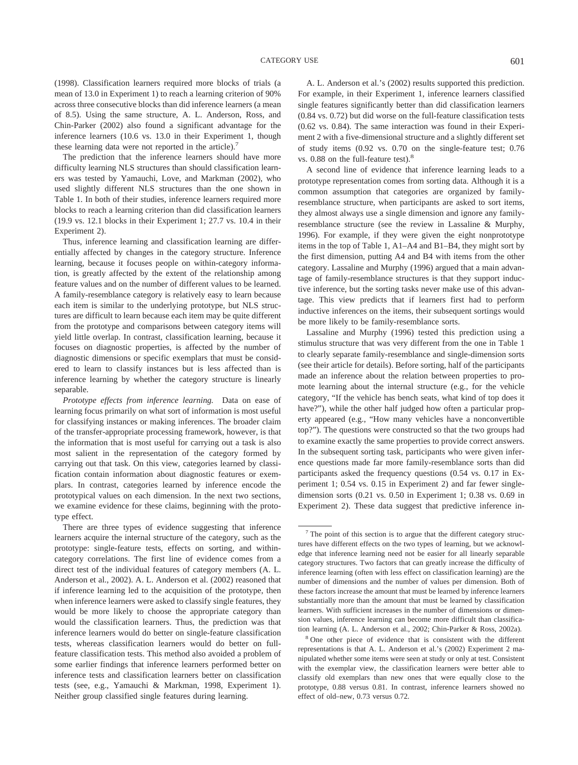(1998). Classification learners required more blocks of trials (a mean of 13.0 in Experiment 1) to reach a learning criterion of 90% across three consecutive blocks than did inference learners (a mean of 8.5). Using the same structure, A. L. Anderson, Ross, and Chin-Parker (2002) also found a significant advantage for the inference learners (10.6 vs. 13.0 in their Experiment 1, though these learning data were not reported in the article).[7]

The prediction that the inference learners should have more difficulty learning NLS structures than should classification learners was tested by Yamauchi, Love, and Markman (2002), who used slightly different NLS structures than the one shown in Table 1. In both of their studies, inference learners required more blocks to reach a learning criterion than did classification learners (19.9 vs. 12.1 blocks in their Experiment 1; 27.7 vs. 10.4 in their Experiment 2).

Thus, inference learning and classification learning are differentially affected by changes in the category structure. Inference learning, because it focuses people on within-category information, is greatly affected by the extent of the relationship among feature values and on the number of different values to be learned. A family-resemblance category is relatively easy to learn because each item is similar to the underlying prototype, but NLS structures are difficult to learn because each item may be quite different from the prototype and comparisons between category items will yield little overlap. In contrast, classification learning, because it focuses on diagnostic properties, is affected by the number of diagnostic dimensions or specific exemplars that must be considered to learn to classify instances but is less affected than is inference learning by whether the category structure is linearly separable.

*Prototype effects from inference learning.* Data on ease of learning focus primarily on what sort of information is most useful for classifying instances or making inferences. The broader claim of the transfer-appropriate processing framework, however, is that the information that is most useful for carrying out a task is also most salient in the representation of the category formed by carrying out that task. On this view, categories learned by classification contain information about diagnostic features or exemplars. In contrast, categories learned by inference encode the prototypical values on each dimension. In the next two sections, we examine evidence for these claims, beginning with the prototype effect.

There are three types of evidence suggesting that inference learners acquire the internal structure of the category, such as the prototype: single-feature tests, effects on sorting, and within-category correlations. The first line of evidence comes from a direct test of the individual features of category members (A. L. Anderson et al., 2002). A. L. Anderson et al. (2002) reasoned that if inference learning led to the acquisition of the prototype, then when inference learners were asked to classify single features, they would be more likely to choose the appropriate category than would the classification learners. Thus, the prediction was that inference learners would do better on single-feature classification tests, whereas classification learners would do better on full-feature classification tests. This method also avoided a problem of some earlier findings that inference learners performed better on inference tests and classification learners better on classification tests (see, e.g., Yamauchi & Markman, 1998, Experiment 1). Neither group classified single features during learning.

A. L. Anderson et al.'s (2002) results supported this prediction. For example, in their Experiment 1, inference learners classified single features significantly better than did classification learners (0.84 vs. 0.72) but did worse on the full-feature classification tests (0.62 vs. 0.84). The same interaction was found in their Experiment 2 with a five-dimensional structure and a slightly different set of study items (0.92 vs. 0.70 on the single-feature test; 0.76 vs. 0.88 on the full-feature test).[8]

A second line of evidence that inference learning leads to a prototype representation comes from sorting data. Although it is a common assumption that categories are organized by family-resemblance structure, when participants are asked to sort items, they almost always use a single dimension and ignore any family-resemblance structure (see the review in Lassaline & Murphy, 1996). For example, if they were given the eight nonprototype items in the top of Table 1, A1–A4 and B1–B4, they might sort by the first dimension, putting A4 and B4 with items from the other category. Lassaline and Murphy (1996) argued that a main advantage of family-resemblance structures is that they support inductive inference, but the sorting tasks never make use of this advantage. This view predicts that if learners first had to perform inductive inferences on the items, their subsequent sortings would be more likely to be family-resemblance sorts.

Lassaline and Murphy (1996) tested this prediction using a stimulus structure that was very different from the one in Table 1 to clearly separate family-resemblance and single-dimension sorts (see their article for details). Before sorting, half of the participants made an inference about the relation between properties to promote learning about the internal structure (e.g., for the vehicle category, "If the vehicle has bench seats, what kind of top does it have?"), while the other half judged how often a particular property appeared (e.g., "How many vehicles have a nonconvertible top?"). The questions were constructed so that the two groups had to examine exactly the same properties to provide correct answers. In the subsequent sorting task, participants who were given inference questions made far more family-resemblance sorts than did participants asked the frequency questions (0.54 vs. 0.17 in Experiment 1; 0.54 vs. 0.15 in Experiment 2) and far fewer single-dimension sorts (0.21 vs. 0.50 in Experiment 1; 0.38 vs. 0.69 in Experiment 2). These data suggest that predictive inference in-

[7] The point of this section is to argue that the different category structures have different effects on the two types of learning, but we acknowledge that inference learning need not be easier for all linearly separable category structures. Two factors that can greatly increase the difficulty of inference learning (often with less effect on classification learning) are the number of dimensions and the number of values per dimension. Both of these factors increase the amount that must be learned by inference learners substantially more than the amount that must be learned by classification learners. With sufficient increases in the number of dimensions or dimension values, inference learning can become more difficult than classification learning (A. L. Anderson et al., 2002; Chin-Parker & Ross, 2002a).

[8] One other piece of evidence that is consistent with the different representations is that A. L. Anderson et al.'s (2002) Experiment 2 manipulated whether some items were seen at study or only at test. Consistent with the exemplar view, the classification learners were better able to classify old exemplars than new ones that were equally close to the prototype, 0.88 versus 0.81. In contrast, inference learners showed no effect of old–new, 0.73 versus 0.72.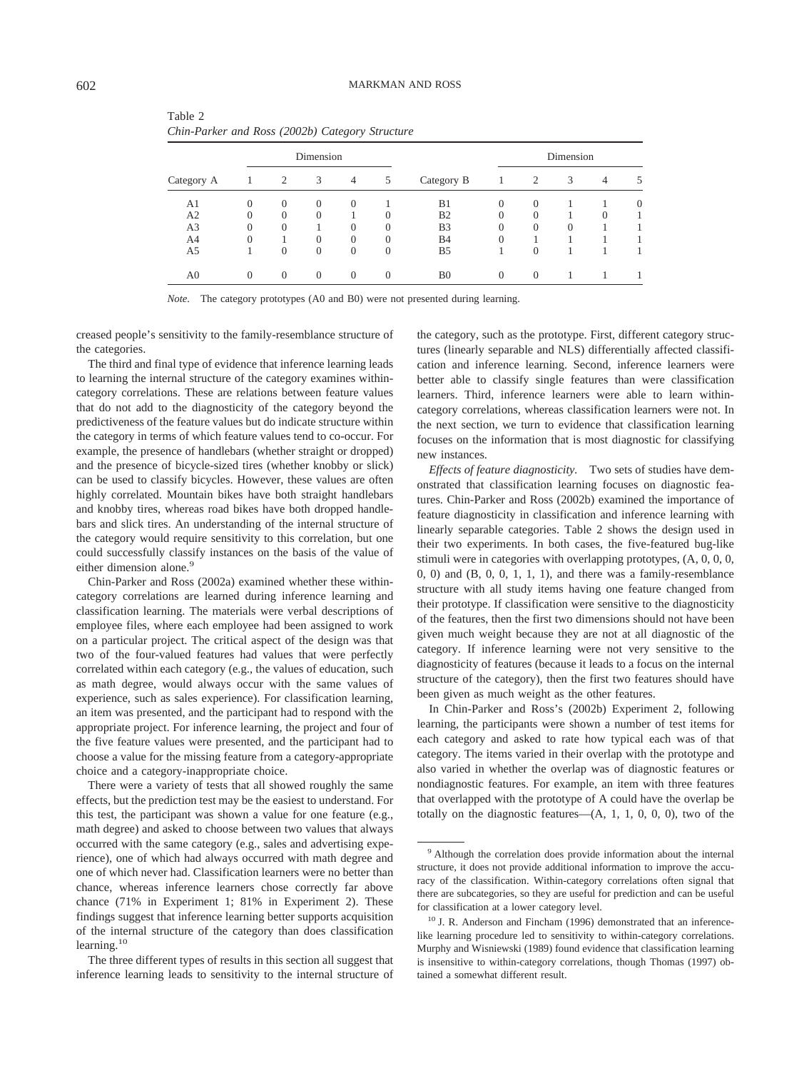Table 2
*Chin-Parker and Ross (2002b) Category Structure*

| Category A | Dimension 1 | 2 | 3 | 4 | 5 | Category B | Dimension 1 | 2 | 3 | 4 | 5 |
|---|---|---|---|---|---|---|---|---|---|---|---|
| A1 | 0 | 0 | 0 | 0 | 1 | B1 | 0 | 0 | 1 | 1 | 0 |
| A2 | 0 | 0 | 0 | 1 | 0 | B2 | 0 | 0 | 1 | 0 | 1 |
| A3 | 0 | 0 | 1 | 0 | 0 | B3 | 0 | 0 | 0 | 1 | 1 |
| A4 | 0 | 1 | 0 | 0 | 0 | B4 | 0 | 1 | 1 | 1 | 1 |
| A5 | 1 | 0 | 0 | 0 | 0 | B5 | 1 | 0 | 1 | 1 | 1 |
| A0 | 0 | 0 | 0 | 0 | 0 | B0 | 0 | 0 | 1 | 1 | 1 |

*Note.* The category prototypes (A0 and B0) were not presented during learning.

creased people's sensitivity to the family-resemblance structure of the categories.

The third and final type of evidence that inference learning leads to learning the internal structure of the category examines within-category correlations. These are relations between feature values that do not add to the diagnosticity of the category beyond the predictiveness of the feature values but do indicate structure within the category in terms of which feature values tend to co-occur. For example, the presence of handlebars (whether straight or dropped) and the presence of bicycle-sized tires (whether knobby or slick) can be used to classify bicycles. However, these values are often highly correlated. Mountain bikes have both straight handlebars and knobby tires, whereas road bikes have both dropped handlebars and slick tires. An understanding of the internal structure of the category would require sensitivity to this correlation, but one could successfully classify instances on the basis of the value of either dimension alone.[9]

Chin-Parker and Ross (2002a) examined whether these within-category correlations are learned during inference learning and classification learning. The materials were verbal descriptions of employee files, where each employee had been assigned to work on a particular project. The critical aspect of the design was that two of the four-valued features had values that were perfectly correlated within each category (e.g., the values of education, such as math degree, would always occur with the same values of experience, such as sales experience). For classification learning, an item was presented, and the participant had to respond with the appropriate project. For inference learning, the project and four of the five feature values were presented, and the participant had to choose a value for the missing feature from a category-appropriate choice and a category-inappropriate choice.

There were a variety of tests that all showed roughly the same effects, but the prediction test may be the easiest to understand. For this test, the participant was shown a value for one feature (e.g., math degree) and asked to choose between two values that always occurred with the same category (e.g., sales and advertising experience), one of which had always occurred with math degree and one of which never had. Classification learners were no better than chance, whereas inference learners chose correctly far above chance (71% in Experiment 1; 81% in Experiment 2). These findings suggest that inference learning better supports acquisition of the internal structure of the category than does classification learning.[10]

The three different types of results in this section all suggest that inference learning leads to sensitivity to the internal structure of the category, such as the prototype. First, different category structures (linearly separable and NLS) differentially affected classification and inference learning. Second, inference learners were better able to classify single features than were classification learners. Third, inference learners were able to learn within-category correlations, whereas classification learners were not. In the next section, we turn to evidence that classification learning focuses on the information that is most diagnostic for classifying new instances.

*Effects of feature diagnosticity.* Two sets of studies have demonstrated that classification learning focuses on diagnostic features. Chin-Parker and Ross (2002b) examined the importance of feature diagnosticity in classification and inference learning with linearly separable categories. Table 2 shows the design used in their two experiments. In both cases, the five-featured bug-like stimuli were in categories with overlapping prototypes, (A, 0, 0, 0, 0, 0) and (B, 0, 0, 1, 1, 1), and there was a family-resemblance structure with all study items having one feature changed from their prototype. If classification were sensitive to the diagnosticity of the features, then the first two dimensions should not have been given much weight because they are not at all diagnostic of the category. If inference learning were not very sensitive to the diagnosticity of features (because it leads to a focus on the internal structure of the category), then the first two features should have been given as much weight as the other features.

In Chin-Parker and Ross's (2002b) Experiment 2, following learning, the participants were shown a number of test items for each category and asked to rate how typical each was of that category. The items varied in their overlap with the prototype and also varied in whether the overlap was of diagnostic features or nondiagnostic features. For example, an item with three features that overlapped with the prototype of A could have the overlap be totally on the diagnostic features—(A, 1, 1, 0, 0, 0), two of the

[9] Although the correlation does provide information about the internal structure, it does not provide additional information to improve the accuracy of the classification. Within-category correlations often signal that there are subcategories, so they are useful for prediction and can be useful for classification at a lower category level.

[10] J. R. Anderson and Fincham (1996) demonstrated that an inference-like learning procedure led to sensitivity to within-category correlations. Murphy and Wisniewski (1989) found evidence that classification learning is insensitive to within-category correlations, though Thomas (1997) obtained a somewhat different result.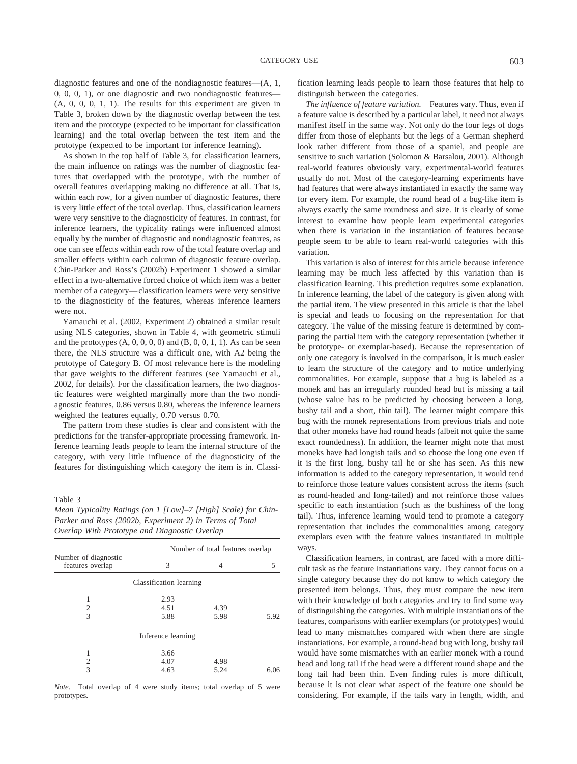diagnostic features and one of the nondiagnostic features—(A, 1, 0, 0, 0, 1), or one diagnostic and two nondiagnostic features—(A, 0, 0, 0, 1, 1). The results for this experiment are given in Table 3, broken down by the diagnostic overlap between the test item and the prototype (expected to be important for classification learning) and the total overlap between the test item and the prototype (expected to be important for inference learning).

As shown in the top half of Table 3, for classification learners, the main influence on ratings was the number of diagnostic features that overlapped with the prototype, with the number of overall features overlapping making no difference at all. That is, within each row, for a given number of diagnostic features, there is very little effect of the total overlap. Thus, classification learners were very sensitive to the diagnosticity of features. In contrast, for inference learners, the typicality ratings were influenced almost equally by the number of diagnostic and nondiagnostic features, as one can see effects within each row of the total feature overlap and smaller effects within each column of diagnostic feature overlap. Chin-Parker and Ross's (2002b) Experiment 1 showed a similar effect in a two-alternative forced choice of which item was a better member of a category—classification learners were very sensitive to the diagnosticity of the features, whereas inference learners were not.

Yamauchi et al. (2002, Experiment 2) obtained a similar result using NLS categories, shown in Table 4, with geometric stimuli and the prototypes (A, 0, 0, 0, 0) and (B, 0, 0, 1, 1). As can be seen there, the NLS structure was a difficult one, with A2 being the prototype of Category B. Of most relevance here is the modeling that gave weights to the different features (see Yamauchi et al., 2002, for details). For the classification learners, the two diagnostic features were weighted marginally more than the two nondiagnostic features, 0.86 versus 0.80, whereas the inference learners weighted the features equally, 0.70 versus 0.70.

The pattern from these studies is clear and consistent with the predictions for the transfer-appropriate processing framework. Inference learning leads people to learn the internal structure of the category, with very little influence of the diagnosticity of the features for distinguishing which category the item is in. Classification learning leads people to learn those features that help to distinguish between the categories.

Table 3
*Mean Typicality Ratings (on 1 [Low]–7 [High] Scale) for Chin-Parker and Ross (2002b, Experiment 2) in Terms of Total Overlap With Prototype and Diagnostic Overlap*

| Number of diagnostic features overlap | Number of total features overlap | | |
|---|---|---|---|
| | 3 | 4 | 5 |
| *Classification learning* | | | |
| 1 | 2.93 | | |
| 2 | 4.51 | 4.39 | |
| 3 | 5.88 | 5.98 | 5.92 |
| *Inference learning* | | | |
| 1 | 3.66 | | |
| 2 | 4.07 | 4.98 | |
| 3 | 4.63 | 5.24 | 6.06 |

*Note.* Total overlap of 4 were study items; total overlap of 5 were prototypes.

*The influence of feature variation.* Features vary. Thus, even if a feature value is described by a particular label, it need not always manifest itself in the same way. Not only do the four legs of dogs differ from those of elephants but the legs of a German shepherd look rather different from those of a spaniel, and people are sensitive to such variation (Solomon & Barsalou, 2001). Although real-world features obviously vary, experimental-world features usually do not. Most of the category-learning experiments have had features that were always instantiated in exactly the same way for every item. For example, the round head of a bug-like item is always exactly the same roundness and size. It is clearly of some interest to examine how people learn experimental categories when there is variation in the instantiation of features because people seem to be able to learn real-world categories with this variation.

This variation is also of interest for this article because inference learning may be much less affected by this variation than is classification learning. This prediction requires some explanation. In inference learning, the label of the category is given along with the partial item. The view presented in this article is that the label is special and leads to focusing on the representation for that category. The value of the missing feature is determined by comparing the partial item with the category representation (whether it be prototype- or exemplar-based). Because the representation of only one category is involved in the comparison, it is much easier to learn the structure of the category and to notice underlying commonalities. For example, suppose that a bug is labeled as a monek and has an irregularly rounded head but is missing a tail (whose value has to be predicted by choosing between a long, bushy tail and a short, thin tail). The learner might compare this bug with the monek representations from previous trials and note that other moneks have had round heads (albeit not quite the same exact roundedness). In addition, the learner might note that most moneks have had longish tails and so choose the long one even if it is the first long, bushy tail he or she has seen. As this new information is added to the category representation, it would tend to reinforce those feature values consistent across the items (such as round-headed and long-tailed) and not reinforce those values specific to each instantiation (such as the bushiness of the long tail). Thus, inference learning would tend to promote a category representation that includes the commonalities among category exemplars even with the feature values instantiated in multiple ways.

Classification learners, in contrast, are faced with a more difficult task as the feature instantiations vary. They cannot focus on a single category because they do not know to which category the presented item belongs. Thus, they must compare the new item with their knowledge of both categories and try to find some way of distinguishing the categories. With multiple instantiations of the features, comparisons with earlier exemplars (or prototypes) would lead to many mismatches compared with when there are single instantiations. For example, a round-head bug with long, bushy tail would have some mismatches with an earlier monek with a round head and long tail if the head were a different round shape and the long tail had been thin. Even finding rules is more difficult, because it is not clear what aspect of the feature one should be considering. For example, if the tails vary in length, width, and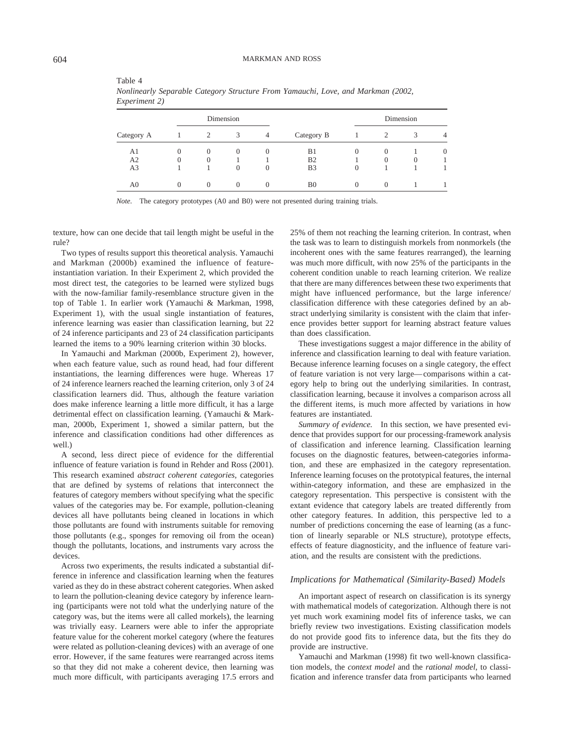Table 4
*Nonlinearly Separable Category Structure From Yamauchi, Love, and Markman (2002, Experiment 2)*

| Category A | Dimension 1 | 2 | 3 | 4 | Category B | Dimension 1 | 2 | 3 | 4 |
|---|---|---|---|---|---|---|---|---|---|
| A1 | 0 | 0 | 0 | 0 | B1 | 0 | 0 | 1 | 0 |
| A2 | 0 | 0 | 1 | 1 | B2 | 1 | 0 | 0 | 1 |
| A3 | 1 | 1 | 0 | 0 | B3 | 0 | 1 | 1 | 1 |
| A0 | 0 | 0 | 0 | 0 | B0 | 0 | 0 | 1 | 1 |

*Note.* The category prototypes (A0 and B0) were not presented during training trials.

texture, how can one decide that tail length might be useful in the rule?

Two types of results support this theoretical analysis. Yamauchi and Markman (2000b) examined the influence of feature-instantiation variation. In their Experiment 2, which provided the most direct test, the categories to be learned were stylized bugs with the now-familiar family-resemblance structure given in the top of Table 1. In earlier work (Yamauchi & Markman, 1998, Experiment 1), with the usual single instantiation of features, inference learning was easier than classification learning, but 22 of 24 inference participants and 23 of 24 classification participants learned the items to a 90% learning criterion within 30 blocks.

In Yamauchi and Markman (2000b, Experiment 2), however, when each feature value, such as round head, had four different instantiations, the learning differences were huge. Whereas 17 of 24 inference learners reached the learning criterion, only 3 of 24 classification learners did. Thus, although the feature variation does make inference learning a little more difficult, it has a large detrimental effect on classification learning. (Yamauchi & Markman, 2000b, Experiment 1, showed a similar pattern, but the inference and classification conditions had other differences as well.)

A second, less direct piece of evidence for the differential influence of feature variation is found in Rehder and Ross (2001). This research examined *abstract coherent categories,* categories that are defined by systems of relations that interconnect the features of category members without specifying what the specific values of the categories may be. For example, pollution-cleaning devices all have pollutants being cleaned in locations in which those pollutants are found with instruments suitable for removing those pollutants (e.g., sponges for removing oil from the ocean) though the pollutants, locations, and instruments vary across the devices.

Across two experiments, the results indicated a substantial difference in inference and classification learning when the features varied as they do in these abstract coherent categories. When asked to learn the pollution-cleaning device category by inference learning (participants were not told what the underlying nature of the category was, but the items were all called morkels), the learning was trivially easy. Learners were able to infer the appropriate feature value for the coherent morkel category (where the features were related as pollution-cleaning devices) with an average of one error. However, if the same features were rearranged across items so that they did not make a coherent device, then learning was much more difficult, with participants averaging 17.5 errors and 25% of them not reaching the learning criterion. In contrast, when the task was to learn to distinguish morkels from nonmorkels (the incoherent ones with the same features rearranged), the learning was much more difficult, with now 25% of the participants in the coherent condition unable to reach learning criterion. We realize that there are many differences between these two experiments that might have influenced performance, but the large inference/classification difference with these categories defined by an abstract underlying similarity is consistent with the claim that inference provides better support for learning abstract feature values than does classification.

These investigations suggest a major difference in the ability of inference and classification learning to deal with feature variation. Because inference learning focuses on a single category, the effect of feature variation is not very large—comparisons within a category help to bring out the underlying similarities. In contrast, classification learning, because it involves a comparison across all the different items, is much more affected by variations in how features are instantiated.

*Summary of evidence.* In this section, we have presented evidence that provides support for our processing-framework analysis of classification and inference learning. Classification learning focuses on the diagnostic features, between-categories information, and these are emphasized in the category representation. Inference learning focuses on the prototypical features, the internal within-category information, and these are emphasized in the category representation. This perspective is consistent with the extant evidence that category labels are treated differently from other category features. In addition, this perspective led to a number of predictions concerning the ease of learning (as a function of linearly separable or NLS structure), prototype effects, effects of feature diagnosticity, and the influence of feature variation, and the results are consistent with the predictions.

### *Implications for Mathematical (Similarity-Based) Models*

An important aspect of research on classification is its synergy with mathematical models of categorization. Although there is not yet much work examining model fits of inference tasks, we can briefly review two investigations. Existing classification models do not provide good fits to inference data, but the fits they do provide are instructive.

Yamauchi and Markman (1998) fit two well-known classification models, the *context model* and the *rational model,* to classification and inference transfer data from participants who learned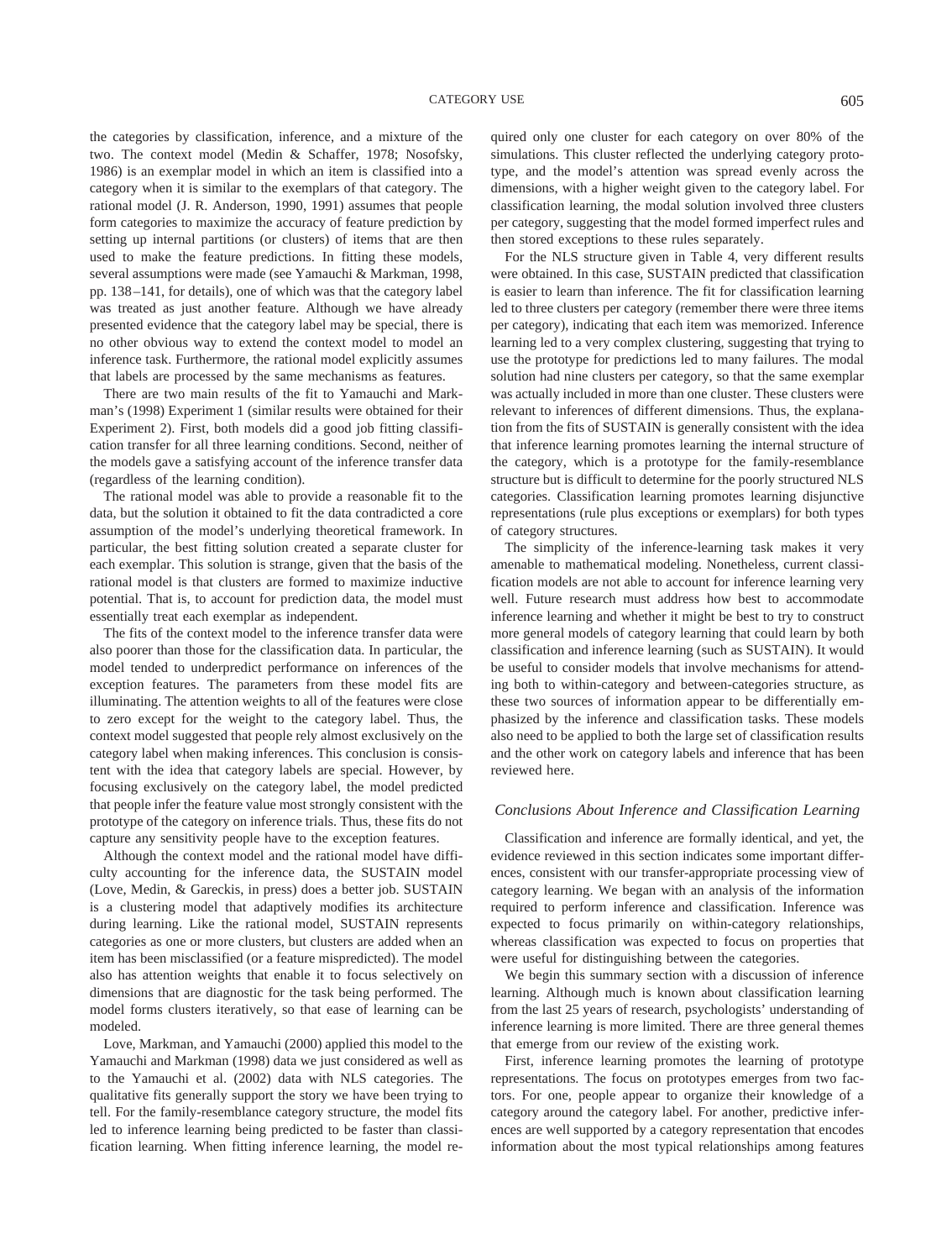the categories by classification, inference, and a mixture of the two. The context model (Medin & Schaffer, 1978; Nosofsky, 1986) is an exemplar model in which an item is classified into a category when it is similar to the exemplars of that category. The rational model (J. R. Anderson, 1990, 1991) assumes that people form categories to maximize the accuracy of feature prediction by setting up internal partitions (or clusters) of items that are then used to make the feature predictions. In fitting these models, several assumptions were made (see Yamauchi & Markman, 1998, pp. 138–141, for details), one of which was that the category label was treated as just another feature. Although we have already presented evidence that the category label may be special, there is no other obvious way to extend the context model to model an inference task. Furthermore, the rational model explicitly assumes that labels are processed by the same mechanisms as features.

There are two main results of the fit to Yamauchi and Markman's (1998) Experiment 1 (similar results were obtained for their Experiment 2). First, both models did a good job fitting classification transfer for all three learning conditions. Second, neither of the models gave a satisfying account of the inference transfer data (regardless of the learning condition).

The rational model was able to provide a reasonable fit to the data, but the solution it obtained to fit the data contradicted a core assumption of the model's underlying theoretical framework. In particular, the best fitting solution created a separate cluster for each exemplar. This solution is strange, given that the basis of the rational model is that clusters are formed to maximize inductive potential. That is, to account for prediction data, the model must essentially treat each exemplar as independent.

The fits of the context model to the inference transfer data were also poorer than those for the classification data. In particular, the model tended to underpredict performance on inferences of the exception features. The parameters from these model fits are illuminating. The attention weights to all of the features were close to zero except for the weight to the category label. Thus, the context model suggested that people rely almost exclusively on the category label when making inferences. This conclusion is consistent with the idea that category labels are special. However, by focusing exclusively on the category label, the model predicted that people infer the feature value most strongly consistent with the prototype of the category on inference trials. Thus, these fits do not capture any sensitivity people have to the exception features.

Although the context model and the rational model have difficulty accounting for the inference data, the SUSTAIN model (Love, Medin, & Gareckis, in press) does a better job. SUSTAIN is a clustering model that adaptively modifies its architecture during learning. Like the rational model, SUSTAIN represents categories as one or more clusters, but clusters are added when an item has been misclassified (or a feature mispredicted). The model also has attention weights that enable it to focus selectively on dimensions that are diagnostic for the task being performed. The model forms clusters iteratively, so that ease of learning can be modeled.

Love, Markman, and Yamauchi (2000) applied this model to the Yamauchi and Markman (1998) data we just considered as well as to the Yamauchi et al. (2002) data with NLS categories. The qualitative fits generally support the story we have been trying to tell. For the family-resemblance category structure, the model fits led to inference learning being predicted to be faster than classification learning. When fitting inference learning, the model required only one cluster for each category on over 80% of the simulations. This cluster reflected the underlying category prototype, and the model's attention was spread evenly across the dimensions, with a higher weight given to the category label. For classification learning, the modal solution involved three clusters per category, suggesting that the model formed imperfect rules and then stored exceptions to these rules separately.

For the NLS structure given in Table 4, very different results were obtained. In this case, SUSTAIN predicted that classification is easier to learn than inference. The fit for classification learning led to three clusters per category (remember there were three items per category), indicating that each item was memorized. Inference learning led to a very complex clustering, suggesting that trying to use the prototype for predictions led to many failures. The modal solution had nine clusters per category, so that the same exemplar was actually included in more than one cluster. These clusters were relevant to inferences of different dimensions. Thus, the explanation from the fits of SUSTAIN is generally consistent with the idea that inference learning promotes learning the internal structure of the category, which is a prototype for the family-resemblance structure but is difficult to determine for the poorly structured NLS categories. Classification learning promotes learning disjunctive representations (rule plus exceptions or exemplars) for both types of category structures.

The simplicity of the inference-learning task makes it very amenable to mathematical modeling. Nonetheless, current classification models are not able to account for inference learning very well. Future research must address how best to accommodate inference learning and whether it might be best to try to construct more general models of category learning that could learn by both classification and inference learning (such as SUSTAIN). It would be useful to consider models that involve mechanisms for attending both to within-category and between-categories structure, as these two sources of information appear to be differentially emphasized by the inference and classification tasks. These models also need to be applied to both the large set of classification results and the other work on category labels and inference that has been reviewed here.

### *Conclusions About Inference and Classification Learning*

Classification and inference are formally identical, and yet, the evidence reviewed in this section indicates some important differences, consistent with our transfer-appropriate processing view of category learning. We began with an analysis of the information required to perform inference and classification. Inference was expected to focus primarily on within-category relationships, whereas classification was expected to focus on properties that were useful for distinguishing between the categories.

We begin this summary section with a discussion of inference learning. Although much is known about classification learning from the last 25 years of research, psychologists' understanding of inference learning is more limited. There are three general themes that emerge from our review of the existing work.

First, inference learning promotes the learning of prototype representations. The focus on prototypes emerges from two factors. For one, people appear to organize their knowledge of a category around the category label. For another, predictive inferences are well supported by a category representation that encodes information about the most typical relationships among features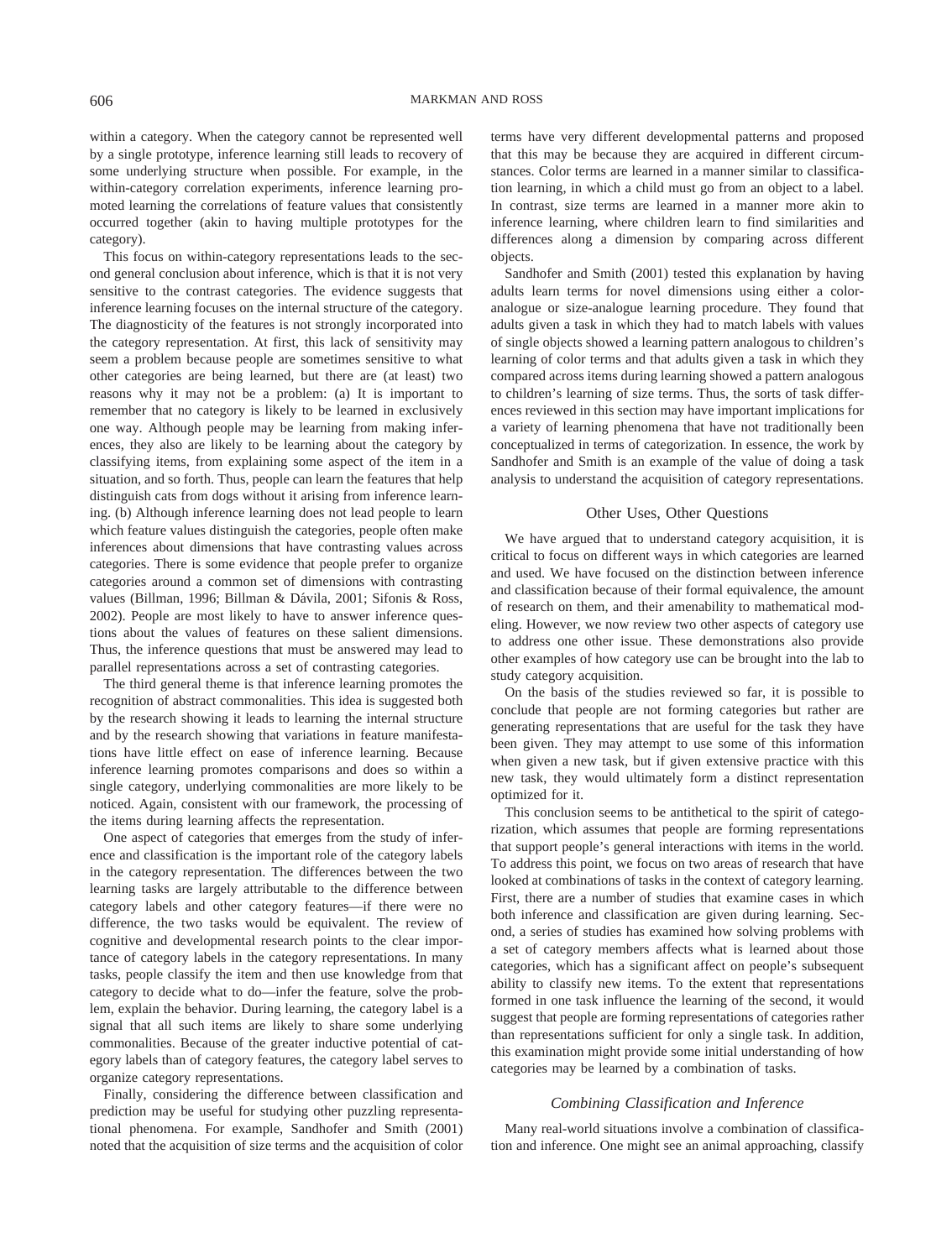within a category. When the category cannot be represented well by a single prototype, inference learning still leads to recovery of some underlying structure when possible. For example, in the within-category correlation experiments, inference learning promoted learning the correlations of feature values that consistently occurred together (akin to having multiple prototypes for the category).

This focus on within-category representations leads to the second general conclusion about inference, which is that it is not very sensitive to the contrast categories. The evidence suggests that inference learning focuses on the internal structure of the category. The diagnosticity of the features is not strongly incorporated into the category representation. At first, this lack of sensitivity may seem a problem because people are sometimes sensitive to what other categories are being learned, but there are (at least) two reasons why it may not be a problem: (a) It is important to remember that no category is likely to be learned in exclusively one way. Although people may be learning from making inferences, they also are likely to be learning about the category by classifying items, from explaining some aspect of the item in a situation, and so forth. Thus, people can learn the features that help distinguish cats from dogs without it arising from inference learning. (b) Although inference learning does not lead people to learn which feature values distinguish the categories, people often make inferences about dimensions that have contrasting values across categories. There is some evidence that people prefer to organize categories around a common set of dimensions with contrasting values (Billman, 1996; Billman & Dávila, 2001; Sifonis & Ross, 2002). People are most likely to have to answer inference questions about the values of features on these salient dimensions. Thus, the inference questions that must be answered may lead to parallel representations across a set of contrasting categories.

The third general theme is that inference learning promotes the recognition of abstract commonalities. This idea is suggested both by the research showing it leads to learning the internal structure and by the research showing that variations in feature manifestations have little effect on ease of inference learning. Because inference learning promotes comparisons and does so within a single category, underlying commonalities are more likely to be noticed. Again, consistent with our framework, the processing of the items during learning affects the representation.

One aspect of categories that emerges from the study of inference and classification is the important role of the category labels in the category representation. The differences between the two learning tasks are largely attributable to the difference between category labels and other category features—if there were no difference, the two tasks would be equivalent. The review of cognitive and developmental research points to the clear importance of category labels in the category representations. In many tasks, people classify the item and then use knowledge from that category to decide what to do—infer the feature, solve the problem, explain the behavior. During learning, the category label is a signal that all such items are likely to share some underlying commonalities. Because of the greater inductive potential of category labels than of category features, the category label serves to organize category representations.

Finally, considering the difference between classification and prediction may be useful for studying other puzzling representational phenomena. For example, Sandhofer and Smith (2001) noted that the acquisition of size terms and the acquisition of color terms have very different developmental patterns and proposed that this may be because they are acquired in different circumstances. Color terms are learned in a manner similar to classification learning, in which a child must go from an object to a label. In contrast, size terms are learned in a manner more akin to inference learning, where children learn to find similarities and differences along a dimension by comparing across different objects.

Sandhofer and Smith (2001) tested this explanation by having adults learn terms for novel dimensions using either a color-analogue or size-analogue learning procedure. They found that adults given a task in which they had to match labels with values of single objects showed a learning pattern analogous to children's learning of color terms and that adults given a task in which they compared across items during learning showed a pattern analogous to children's learning of size terms. Thus, the sorts of task differences reviewed in this section may have important implications for a variety of learning phenomena that have not traditionally been conceptualized in terms of categorization. In essence, the work by Sandhofer and Smith is an example of the value of doing a task analysis to understand the acquisition of category representations.

## Other Uses, Other Questions

We have argued that to understand category acquisition, it is critical to focus on different ways in which categories are learned and used. We have focused on the distinction between inference and classification because of their formal equivalence, the amount of research on them, and their amenability to mathematical modeling. However, we now review two other aspects of category use to address one other issue. These demonstrations also provide other examples of how category use can be brought into the lab to study category acquisition.

On the basis of the studies reviewed so far, it is possible to conclude that people are not forming categories but rather are generating representations that are useful for the task they have been given. They may attempt to use some of this information when given a new task, but if given extensive practice with this new task, they would ultimately form a distinct representation optimized for it.

This conclusion seems to be antithetical to the spirit of categorization, which assumes that people are forming representations that support people's general interactions with items in the world. To address this point, we focus on two areas of research that have looked at combinations of tasks in the context of category learning. First, there are a number of studies that examine cases in which both inference and classification are given during learning. Second, a series of studies has examined how solving problems with a set of category members affects what is learned about those categories, which has a significant affect on people's subsequent ability to classify new items. To the extent that representations formed in one task influence the learning of the second, it would suggest that people are forming representations of categories rather than representations sufficient for only a single task. In addition, this examination might provide some initial understanding of how categories may be learned by a combination of tasks.

### *Combining Classification and Inference*

Many real-world situations involve a combination of classification and inference. One might see an animal approaching, classify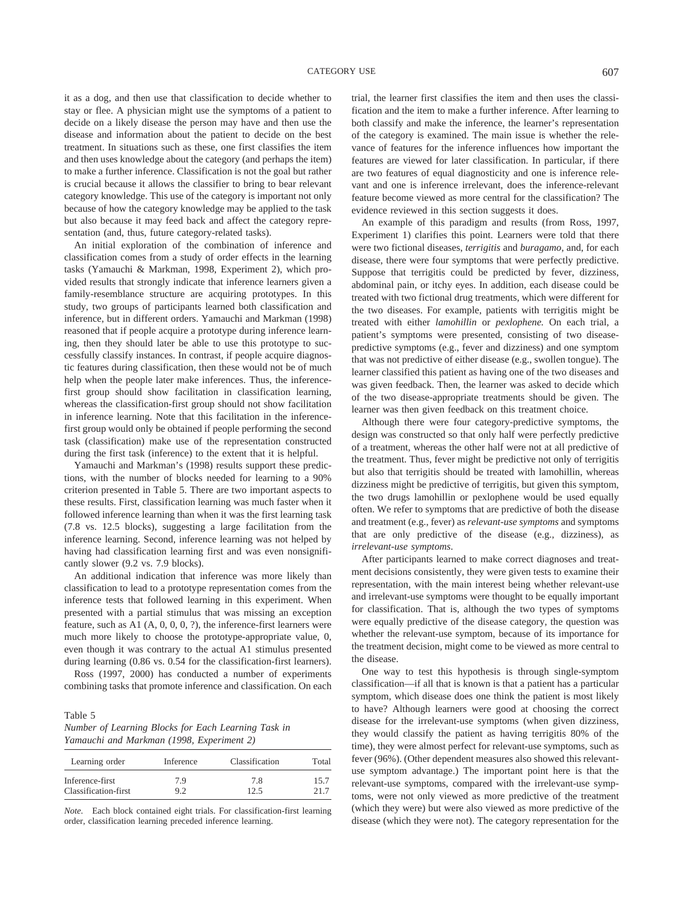it as a dog, and then use that classification to decide whether to stay or flee. A physician might use the symptoms of a patient to decide on a likely disease the person may have and then use the disease and information about the patient to decide on the best treatment. In situations such as these, one first classifies the item and then uses knowledge about the category (and perhaps the item) to make a further inference. Classification is not the goal but rather is crucial because it allows the classifier to bring to bear relevant category knowledge. This use of the category is important not only because of how the category knowledge may be applied to the task but also because it may feed back and affect the category representation (and, thus, future category-related tasks).

An initial exploration of the combination of inference and classification comes from a study of order effects in the learning tasks (Yamauchi & Markman, 1998, Experiment 2), which provided results that strongly indicate that inference learners given a family-resemblance structure are acquiring prototypes. In this study, two groups of participants learned both classification and inference, but in different orders. Yamauchi and Markman (1998) reasoned that if people acquire a prototype during inference learning, then they should later be able to use this prototype to successfully classify instances. In contrast, if people acquire diagnostic features during classification, then these would not be of much help when the people later make inferences. Thus, the inference-first group should show facilitation in classification learning, whereas the classification-first group should not show facilitation in inference learning. Note that this facilitation in the inference-first group would only be obtained if people performing the second task (classification) make use of the representation constructed during the first task (inference) to the extent that it is helpful.

Yamauchi and Markman's (1998) results support these predictions, with the number of blocks needed for learning to a 90% criterion presented in Table 5. There are two important aspects to these results. First, classification learning was much faster when it followed inference learning than when it was the first learning task (7.8 vs. 12.5 blocks), suggesting a large facilitation from the inference learning. Second, inference learning was not helped by having had classification learning first and was even nonsignificantly slower (9.2 vs. 7.9 blocks).

An additional indication that inference was more likely than classification to lead to a prototype representation comes from the inference tests that followed learning in this experiment. When presented with a partial stimulus that was missing an exception feature, such as A1 (A, 0, 0, 0, ?), the inference-first learners were much more likely to choose the prototype-appropriate value, 0, even though it was contrary to the actual A1 stimulus presented during learning (0.86 vs. 0.54 for the classification-first learners).

Ross (1997, 2000) has conducted a number of experiments combining tasks that promote inference and classification. On each

Table 5
*Number of Learning Blocks for Each Learning Task in Yamauchi and Markman (1998, Experiment 2)*

| Learning order | Inference | Classification | Total |
|---|---|---|---|
| Inference-first | 7.9 | 7.8 | 15.7 |
| Classification-first | 9.2 | 12.5 | 21.7 |

*Note.* Each block contained eight trials. For classification-first learning order, classification learning preceded inference learning.

trial, the learner first classifies the item and then uses the classification and the item to make a further inference. After learning to both classify and make the inference, the learner's representation of the category is examined. The main issue is whether the relevance of features for the inference influences how important the features are viewed for later classification. In particular, if there are two features of equal diagnosticity and one is inference relevant and one is inference irrelevant, does the inference-relevant feature become viewed as more central for the classification? The evidence reviewed in this section suggests it does.

An example of this paradigm and results (from Ross, 1997, Experiment 1) clarifies this point. Learners were told that there were two fictional diseases, *terrigitis* and *buragamo*, and, for each disease, there were four symptoms that were perfectly predictive. Suppose that terrigitis could be predicted by fever, dizziness, abdominal pain, or itchy eyes. In addition, each disease could be treated with two fictional drug treatments, which were different for the two diseases. For example, patients with terrigitis might be treated with either *lamohillin* or *pexlophene.* On each trial, a patient's symptoms were presented, consisting of two disease-predictive symptoms (e.g., fever and dizziness) and one symptom that was not predictive of either disease (e.g., swollen tongue). The learner classified this patient as having one of the two diseases and was given feedback. Then, the learner was asked to decide which of the two disease-appropriate treatments should be given. The learner was then given feedback on this treatment choice.

Although there were four category-predictive symptoms, the design was constructed so that only half were perfectly predictive of a treatment, whereas the other half were not at all predictive of the treatment. Thus, fever might be predictive not only of terrigitis but also that terrigitis should be treated with lamohillin, whereas dizziness might be predictive of terrigitis, but given this symptom, the two drugs lamohillin or pexlophene would be used equally often. We refer to symptoms that are predictive of both the disease and treatment (e.g., fever) as *relevant-use symptoms* and symptoms that are only predictive of the disease (e.g., dizziness), as *irrelevant-use symptoms*.

After participants learned to make correct diagnoses and treatment decisions consistently, they were given tests to examine their representation, with the main interest being whether relevant-use and irrelevant-use symptoms were thought to be equally important for classification. That is, although the two types of symptoms were equally predictive of the disease category, the question was whether the relevant-use symptom, because of its importance for the treatment decision, might come to be viewed as more central to the disease.

One way to test this hypothesis is through single-symptom classification—if all that is known is that a patient has a particular symptom, which disease does one think the patient is most likely to have? Although learners were good at choosing the correct disease for the irrelevant-use symptoms (when given dizziness, they would classify the patient as having terrigitis 80% of the time), they were almost perfect for relevant-use symptoms, such as fever (96%). (Other dependent measures also showed this relevant-use symptom advantage.) The important point here is that the relevant-use symptoms, compared with the irrelevant-use symptoms, were not only viewed as more predictive of the treatment (which they were) but were also viewed as more predictive of the disease (which they were not). The category representation for the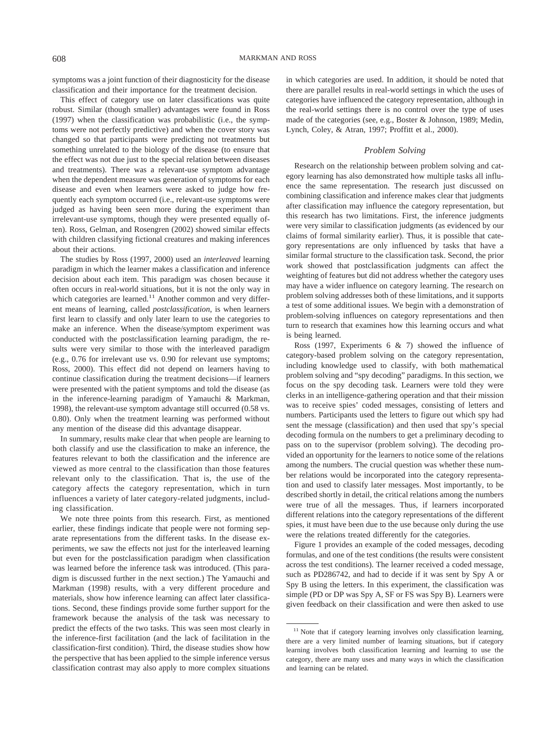symptoms was a joint function of their diagnosticity for the disease classification and their importance for the treatment decision.

This effect of category use on later classifications was quite robust. Similar (though smaller) advantages were found in Ross (1997) when the classification was probabilistic (i.e., the symptoms were not perfectly predictive) and when the cover story was changed so that participants were predicting not treatments but something unrelated to the biology of the disease (to ensure that the effect was not due just to the special relation between diseases and treatments). There was a relevant-use symptom advantage when the dependent measure was generation of symptoms for each disease and even when learners were asked to judge how frequently each symptom occurred (i.e., relevant-use symptoms were judged as having been seen more during the experiment than irrelevant-use symptoms, though they were presented equally often). Ross, Gelman, and Rosengren (2002) showed similar effects with children classifying fictional creatures and making inferences about their actions.

The studies by Ross (1997, 2000) used an *interleaved* learning paradigm in which the learner makes a classification and inference decision about each item. This paradigm was chosen because it often occurs in real-world situations, but it is not the only way in which categories are learned.[11] Another common and very different means of learning, called *postclassification*, is when learners first learn to classify and only later learn to use the categories to make an inference. When the disease/symptom experiment was conducted with the postclassification learning paradigm, the results were very similar to those with the interleaved paradigm (e.g., 0.76 for irrelevant use vs. 0.90 for relevant use symptoms; Ross, 2000). This effect did not depend on learners having to continue classification during the treatment decisions—if learners were presented with the patient symptoms and told the disease (as in the inference-learning paradigm of Yamauchi & Markman, 1998), the relevant-use symptom advantage still occurred (0.58 vs. 0.80). Only when the treatment learning was performed without any mention of the disease did this advantage disappear.

In summary, results make clear that when people are learning to both classify and use the classification to make an inference, the features relevant to both the classification and the inference are viewed as more central to the classification than those features relevant only to the classification. That is, the use of the category affects the category representation, which in turn influences a variety of later category-related judgments, including classification.

We note three points from this research. First, as mentioned earlier, these findings indicate that people were not forming separate representations from the different tasks. In the disease experiments, we saw the effects not just for the interleaved learning but even for the postclassification paradigm when classification was learned before the inference task was introduced. (This paradigm is discussed further in the next section.) The Yamauchi and Markman (1998) results, with a very different procedure and materials, show how inference learning can affect later classifications. Second, these findings provide some further support for the framework because the analysis of the task was necessary to predict the effects of the two tasks. This was seen most clearly in the inference-first facilitation (and the lack of facilitation in the classification-first condition). Third, the disease studies show how the perspective that has been applied to the simple inference versus classification contrast may also apply to more complex situations in which categories are used. In addition, it should be noted that there are parallel results in real-world settings in which the uses of categories have influenced the category representation, although in the real-world settings there is no control over the type of uses made of the categories (see, e.g., Boster & Johnson, 1989; Medin, Lynch, Coley, & Atran, 1997; Proffitt et al., 2000).

### *Problem Solving*

Research on the relationship between problem solving and category learning has also demonstrated how multiple tasks all influence the same representation. The research just discussed on combining classification and inference makes clear that judgments after classification may influence the category representation, but this research has two limitations. First, the inference judgments were very similar to classification judgments (as evidenced by our claims of formal similarity earlier). Thus, it is possible that category representations are only influenced by tasks that have a similar formal structure to the classification task. Second, the prior work showed that postclassification judgments can affect the weighting of features but did not address whether the category uses may have a wider influence on category learning. The research on problem solving addresses both of these limitations, and it supports a test of some additional issues. We begin with a demonstration of problem-solving influences on category representations and then turn to research that examines how this learning occurs and what is being learned.

Ross (1997, Experiments 6 & 7) showed the influence of category-based problem solving on the category representation, including knowledge used to classify, with both mathematical problem solving and "spy decoding" paradigms. In this section, we focus on the spy decoding task. Learners were told they were clerks in an intelligence-gathering operation and that their mission was to receive spies' coded messages, consisting of letters and numbers. Participants used the letters to figure out which spy had sent the message (classification) and then used that spy's special decoding formula on the numbers to get a preliminary decoding to pass on to the supervisor (problem solving). The decoding provided an opportunity for the learners to notice some of the relations among the numbers. The crucial question was whether these number relations would be incorporated into the category representation and used to classify later messages. Most importantly, to be described shortly in detail, the critical relations among the numbers were true of all the messages. Thus, if learners incorporated different relations into the category representations of the different spies, it must have been due to the use because only during the use were the relations treated differently for the categories.

Figure 1 provides an example of the coded messages, decoding formulas, and one of the test conditions (the results were consistent across the test conditions). The learner received a coded message, such as PD286742, and had to decide if it was sent by Spy A or Spy B using the letters. In this experiment, the classification was simple (PD or DP was Spy A, SF or FS was Spy B). Learners were given feedback on their classification and were then asked to use

---

[11] Note that if category learning involves only classification learning, there are a very limited number of learning situations, but if category learning involves both classification learning and learning to use the category, there are many uses and many ways in which the classification and learning can be related.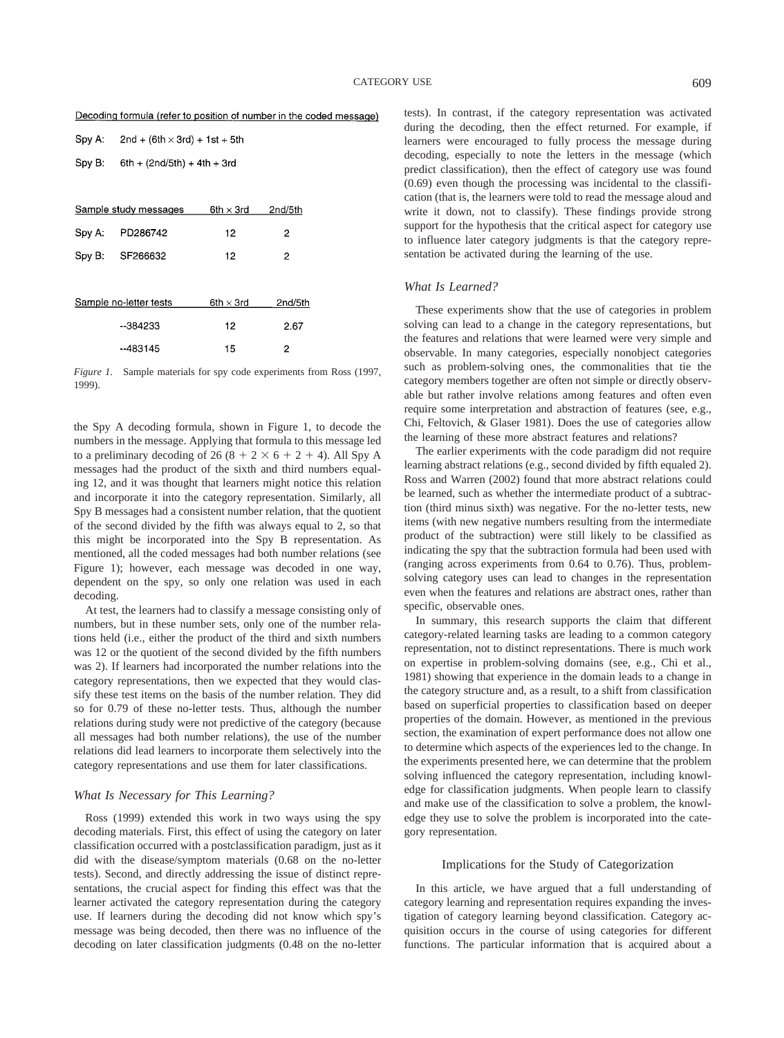Decoding formula (refer to position of number in the coded message)

Spy A: 2nd + (6th × 3rd) + 1st + 5th

Spy B: 6th + (2nd/5th) + 4th + 3rd

| Sample study messages | | 6th × 3rd | 2nd/5th |
|---|---|---|---|
| Spy A: | PD286742 | 12 | 2 |
| Spy B: | SF266632 | 12 | 2 |

| Sample no-letter tests | 6th × 3rd | 2nd/5th |
|---|---|---|
| --384233 | 12 | 2.67 |
| --483145 | 15 | 2 |

*Figure 1.* Sample materials for spy code experiments from Ross (1997, 1999).

the Spy A decoding formula, shown in Figure 1, to decode the numbers in the message. Applying that formula to this message led to a preliminary decoding of 26 ($8 + 2 \times 6 + 2 + 4$). All Spy A messages had the product of the sixth and third numbers equaling 12, and it was thought that learners might notice this relation and incorporate it into the category representation. Similarly, all Spy B messages had a consistent number relation, that the quotient of the second divided by the fifth was always equal to 2, so that this might be incorporated into the Spy B representation. As mentioned, all the coded messages had both number relations (see Figure 1); however, each message was decoded in one way, dependent on the spy, so only one relation was used in each decoding.

At test, the learners had to classify a message consisting only of numbers, but in these number sets, only one of the number relations held (i.e., either the product of the third and sixth numbers was 12 or the quotient of the second divided by the fifth numbers was 2). If learners had incorporated the number relations into the category representations, then we expected that they would classify these test items on the basis of the number relation. They did so for 0.79 of these no-letter tests. Thus, although the number relations during study were not predictive of the category (because all messages had both number relations), the use of the number relations did lead learners to incorporate them selectively into the category representations and use them for later classifications.

### *What Is Necessary for This Learning?*

Ross (1999) extended this work in two ways using the spy decoding materials. First, this effect of using the category on later classification occurred with a postclassification paradigm, just as it did with the disease/symptom materials (0.68 on the no-letter tests). Second, and directly addressing the issue of distinct representations, the crucial aspect for finding this effect was that the learner activated the category representation during the category use. If learners during the decoding did not know which spy's message was being decoded, then there was no influence of the decoding on later classification judgments (0.48 on the no-letter tests). In contrast, if the category representation was activated during the decoding, then the effect returned. For example, if learners were encouraged to fully process the message during decoding, especially to note the letters in the message (which predict classification), then the effect of category use was found (0.69) even though the processing was incidental to the classification (that is, the learners were told to read the message aloud and write it down, not to classify). These findings provide strong support for the hypothesis that the critical aspect for category use to influence later category judgments is that the category representation be activated during the learning of the use.

### *What Is Learned?*

These experiments show that the use of categories in problem solving can lead to a change in the category representations, but the features and relations that were learned were very simple and observable. In many categories, especially nonobject categories such as problem-solving ones, the commonalities that tie the category members together are often not simple or directly observable but rather involve relations among features and often even require some interpretation and abstraction of features (see, e.g., Chi, Feltovich, & Glaser 1981). Does the use of categories allow the learning of these more abstract features and relations?

The earlier experiments with the code paradigm did not require learning abstract relations (e.g., second divided by fifth equaled 2). Ross and Warren (2002) found that more abstract relations could be learned, such as whether the intermediate product of a subtraction (third minus sixth) was negative. For the no-letter tests, new items (with new negative numbers resulting from the intermediate product of the subtraction) were still likely to be classified as indicating the spy that the subtraction formula had been used with (ranging across experiments from 0.64 to 0.76). Thus, problem-solving category uses can lead to changes in the representation even when the features and relations are abstract ones, rather than specific, observable ones.

In summary, this research supports the claim that different category-related learning tasks are leading to a common category representation, not to distinct representations. There is much work on expertise in problem-solving domains (see, e.g., Chi et al., 1981) showing that experience in the domain leads to a change in the category structure and, as a result, to a shift from classification based on superficial properties to classification based on deeper properties of the domain. However, as mentioned in the previous section, the examination of expert performance does not allow one to determine which aspects of the experiences led to the change. In the experiments presented here, we can determine that the problem solving influenced the category representation, including knowledge for classification judgments. When people learn to classify and make use of the classification to solve a problem, the knowledge they use to solve the problem is incorporated into the category representation.

## Implications for the Study of Categorization

In this article, we have argued that a full understanding of category learning and representation requires expanding the investigation of category learning beyond classification. Category acquisition occurs in the course of using categories for different functions. The particular information that is acquired about a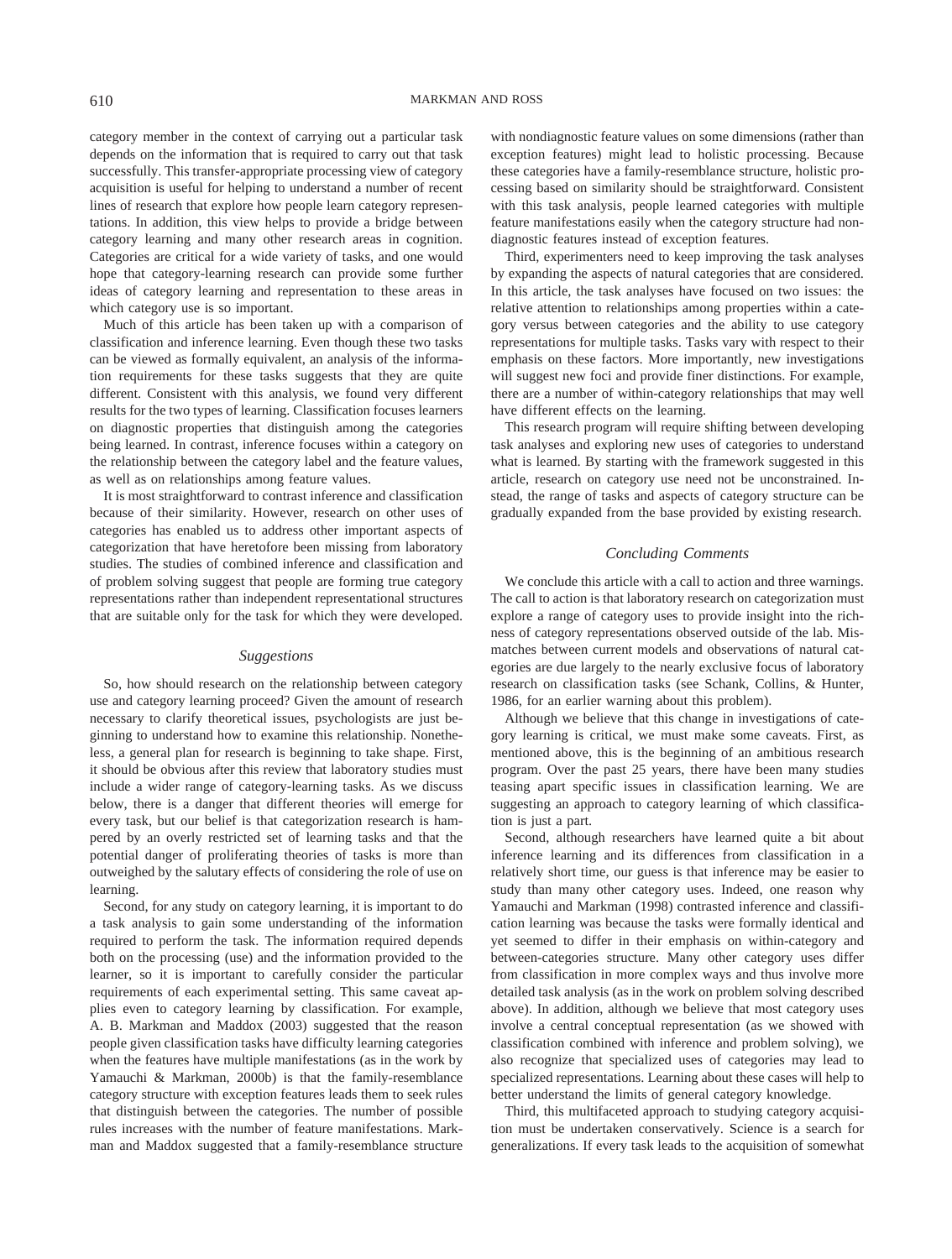category member in the context of carrying out a particular task depends on the information that is required to carry out that task successfully. This transfer-appropriate processing view of category acquisition is useful for helping to understand a number of recent lines of research that explore how people learn category representations. In addition, this view helps to provide a bridge between category learning and many other research areas in cognition. Categories are critical for a wide variety of tasks, and one would hope that category-learning research can provide some further ideas of category learning and representation to these areas in which category use is so important.

Much of this article has been taken up with a comparison of classification and inference learning. Even though these two tasks can be viewed as formally equivalent, an analysis of the information requirements for these tasks suggests that they are quite different. Consistent with this analysis, we found very different results for the two types of learning. Classification focuses learners on diagnostic properties that distinguish among the categories being learned. In contrast, inference focuses within a category on the relationship between the category label and the feature values, as well as on relationships among feature values.

It is most straightforward to contrast inference and classification because of their similarity. However, research on other uses of categories has enabled us to address other important aspects of categorization that have heretofore been missing from laboratory studies. The studies of combined inference and classification and of problem solving suggest that people are forming true category representations rather than independent representational structures that are suitable only for the task for which they were developed.

### *Suggestions*

So, how should research on the relationship between category use and category learning proceed? Given the amount of research necessary to clarify theoretical issues, psychologists are just beginning to understand how to examine this relationship. Nonetheless, a general plan for research is beginning to take shape. First, it should be obvious after this review that laboratory studies must include a wider range of category-learning tasks. As we discuss below, there is a danger that different theories will emerge for every task, but our belief is that categorization research is hampered by an overly restricted set of learning tasks and that the potential danger of proliferating theories of tasks is more than outweighed by the salutary effects of considering the role of use on learning.

Second, for any study on category learning, it is important to do a task analysis to gain some understanding of the information required to perform the task. The information required depends both on the processing (use) and the information provided to the learner, so it is important to carefully consider the particular requirements of each experimental setting. This same caveat applies even to category learning by classification. For example, A. B. Markman and Maddox (2003) suggested that the reason people given classification tasks have difficulty learning categories when the features have multiple manifestations (as in the work by Yamauchi & Markman, 2000b) is that the family-resemblance category structure with exception features leads them to seek rules that distinguish between the categories. The number of possible rules increases with the number of feature manifestations. Markman and Maddox suggested that a family-resemblance structure with nondiagnostic feature values on some dimensions (rather than exception features) might lead to holistic processing. Because these categories have a family-resemblance structure, holistic processing based on similarity should be straightforward. Consistent with this task analysis, people learned categories with multiple feature manifestations easily when the category structure had nondiagnostic features instead of exception features.

Third, experimenters need to keep improving the task analyses by expanding the aspects of natural categories that are considered. In this article, the task analyses have focused on two issues: the relative attention to relationships among properties within a category versus between categories and the ability to use category representations for multiple tasks. Tasks vary with respect to their emphasis on these factors. More importantly, new investigations will suggest new foci and provide finer distinctions. For example, there are a number of within-category relationships that may well have different effects on the learning.

This research program will require shifting between developing task analyses and exploring new uses of categories to understand what is learned. By starting with the framework suggested in this article, research on category use need not be unconstrained. Instead, the range of tasks and aspects of category structure can be gradually expanded from the base provided by existing research.

### *Concluding Comments*

We conclude this article with a call to action and three warnings. The call to action is that laboratory research on categorization must explore a range of category uses to provide insight into the richness of category representations observed outside of the lab. Mismatches between current models and observations of natural categories are due largely to the nearly exclusive focus of laboratory research on classification tasks (see Schank, Collins, & Hunter, 1986, for an earlier warning about this problem).

Although we believe that this change in investigations of category learning is critical, we must make some caveats. First, as mentioned above, this is the beginning of an ambitious research program. Over the past 25 years, there have been many studies teasing apart specific issues in classification learning. We are suggesting an approach to category learning of which classification is just a part.

Second, although researchers have learned quite a bit about inference learning and its differences from classification in a relatively short time, our guess is that inference may be easier to study than many other category uses. Indeed, one reason why Yamauchi and Markman (1998) contrasted inference and classification learning was because the tasks were formally identical and yet seemed to differ in their emphasis on within-category and between-categories structure. Many other category uses differ from classification in more complex ways and thus involve more detailed task analysis (as in the work on problem solving described above). In addition, although we believe that most category uses involve a central conceptual representation (as we showed with classification combined with inference and problem solving), we also recognize that specialized uses of categories may lead to specialized representations. Learning about these cases will help to better understand the limits of general category knowledge.

Third, this multifaceted approach to studying category acquisition must be undertaken conservatively. Science is a search for generalizations. If every task leads to the acquisition of somewhat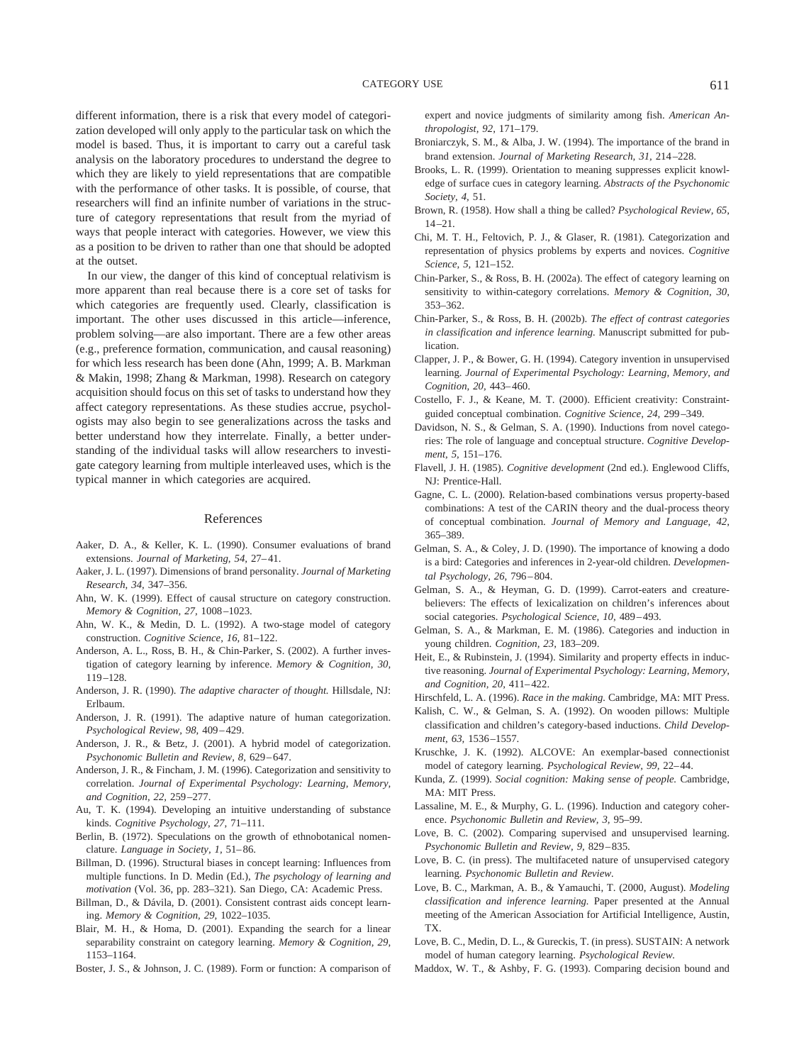different information, there is a risk that every model of categorization developed will only apply to the particular task on which the model is based. Thus, it is important to carry out a careful task analysis on the laboratory procedures to understand the degree to which they are likely to yield representations that are compatible with the performance of other tasks. It is possible, of course, that researchers will find an infinite number of variations in the structure of category representations that result from the myriad of ways that people interact with categories. However, we view this as a position to be driven to rather than one that should be adopted at the outset.

In our view, the danger of this kind of conceptual relativism is more apparent than real because there is a core set of tasks for which categories are frequently used. Clearly, classification is important. The other uses discussed in this article—inference, problem solving—are also important. There are a few other areas (e.g., preference formation, communication, and causal reasoning) for which less research has been done (Ahn, 1999; A. B. Markman & Makin, 1998; Zhang & Markman, 1998). Research on category acquisition should focus on this set of tasks to understand how they affect category representations. As these studies accrue, psychologists may also begin to see generalizations across the tasks and better understand how they interrelate. Finally, a better understanding of the individual tasks will allow researchers to investigate category learning from multiple interleaved uses, which is the typical manner in which categories are acquired.

## References

Aaker, D. A., & Keller, K. L. (1990). Consumer evaluations of brand extensions. *Journal of Marketing, 54,* 27–41.

Aaker, J. L. (1997). Dimensions of brand personality. *Journal of Marketing Research, 34,* 347–356.

Ahn, W. K. (1999). Effect of causal structure on category construction. *Memory & Cognition, 27,* 1008–1023.

Ahn, W. K., & Medin, D. L. (1992). A two-stage model of category construction. *Cognitive Science, 16,* 81–122.

Anderson, A. L., Ross, B. H., & Chin-Parker, S. (2002). A further investigation of category learning by inference. *Memory & Cognition, 30,* 119–128.

Anderson, J. R. (1990). *The adaptive character of thought.* Hillsdale, NJ: Erlbaum.

Anderson, J. R. (1991). The adaptive nature of human categorization. *Psychological Review, 98,* 409–429.

Anderson, J. R., & Betz, J. (2001). A hybrid model of categorization. *Psychonomic Bulletin and Review, 8,* 629–647.

Anderson, J. R., & Fincham, J. M. (1996). Categorization and sensitivity to correlation. *Journal of Experimental Psychology: Learning, Memory, and Cognition, 22,* 259–277.

Au, T. K. (1994). Developing an intuitive understanding of substance kinds. *Cognitive Psychology, 27,* 71–111.

Berlin, B. (1972). Speculations on the growth of ethnobotanical nomenclature. *Language in Society, 1,* 51–86.

Billman, D. (1996). Structural biases in concept learning: Influences from multiple functions. In D. Medin (Ed.), *The psychology of learning and motivation* (Vol. 36, pp. 283–321). San Diego, CA: Academic Press.

Billman, D., & Dávila, D. (2001). Consistent contrast aids concept learning. *Memory & Cognition, 29,* 1022–1035.

Blair, M. H., & Homa, D. (2001). Expanding the search for a linear separability constraint on category learning. *Memory & Cognition, 29,* 1153–1164.

Boster, J. S., & Johnson, J. C. (1989). Form or function: A comparison of expert and novice judgments of similarity among fish. *American Anthropologist, 92,* 171–179.

Broniarczyk, S. M., & Alba, J. W. (1994). The importance of the brand in brand extension. *Journal of Marketing Research, 31,* 214–228.

Brooks, L. R. (1999). Orientation to meaning suppresses explicit knowledge of surface cues in category learning. *Abstracts of the Psychonomic Society, 4,* 51.

Brown, R. (1958). How shall a thing be called? *Psychological Review, 65,* 14–21.

Chi, M. T. H., Feltovich, P. J., & Glaser, R. (1981). Categorization and representation of physics problems by experts and novices. *Cognitive Science, 5,* 121–152.

Chin-Parker, S., & Ross, B. H. (2002a). The effect of category learning on sensitivity to within-category correlations. *Memory & Cognition, 30,* 353–362.

Chin-Parker, S., & Ross, B. H. (2002b). *The effect of contrast categories in classification and inference learning.* Manuscript submitted for publication.

Clapper, J. P., & Bower, G. H. (1994). Category invention in unsupervised learning. *Journal of Experimental Psychology: Learning, Memory, and Cognition, 20,* 443–460.

Costello, F. J., & Keane, M. T. (2000). Efficient creativity: Constraint-guided conceptual combination. *Cognitive Science, 24,* 299–349.

Davidson, N. S., & Gelman, S. A. (1990). Inductions from novel categories: The role of language and conceptual structure. *Cognitive Development, 5,* 151–176.

Flavell, J. H. (1985). *Cognitive development* (2nd ed.). Englewood Cliffs, NJ: Prentice-Hall.

Gagne, C. L. (2000). Relation-based combinations versus property-based combinations: A test of the CARIN theory and the dual-process theory of conceptual combination. *Journal of Memory and Language, 42,* 365–389.

Gelman, S. A., & Coley, J. D. (1990). The importance of knowing a dodo is a bird: Categories and inferences in 2-year-old children. *Developmental Psychology, 26,* 796–804.

Gelman, S. A., & Heyman, G. D. (1999). Carrot-eaters and creature-believers: The effects of lexicalization on children's inferences about social categories. *Psychological Science, 10,* 489–493.

Gelman, S. A., & Markman, E. M. (1986). Categories and induction in young children. *Cognition, 23,* 183–209.

Heit, E., & Rubinstein, J. (1994). Similarity and property effects in inductive reasoning. *Journal of Experimental Psychology: Learning, Memory, and Cognition, 20,* 411–422.

Hirschfeld, L. A. (1996). *Race in the making.* Cambridge, MA: MIT Press.

Kalish, C. W., & Gelman, S. A. (1992). On wooden pillows: Multiple classification and children's category-based inductions. *Child Development, 63,* 1536–1557.

Kruschke, J. K. (1992). ALCOVE: An exemplar-based connectionist model of category learning. *Psychological Review, 99,* 22–44.

Kunda, Z. (1999). *Social cognition: Making sense of people.* Cambridge, MA: MIT Press.

Lassaline, M. E., & Murphy, G. L. (1996). Induction and category coherence. *Psychonomic Bulletin and Review, 3,* 95–99.

Love, B. C. (2002). Comparing supervised and unsupervised learning. *Psychonomic Bulletin and Review, 9,* 829–835.

Love, B. C. (in press). The multifaceted nature of unsupervised category learning. *Psychonomic Bulletin and Review.*

Love, B. C., Markman, A. B., & Yamauchi, T. (2000, August). *Modeling classification and inference learning.* Paper presented at the Annual meeting of the American Association for Artificial Intelligence, Austin, TX.

Love, B. C., Medin, D. L., & Gureckis, T. (in press). SUSTAIN: A network model of human category learning. *Psychological Review.*

Maddox, W. T., & Ashby, F. G. (1993). Comparing decision bound and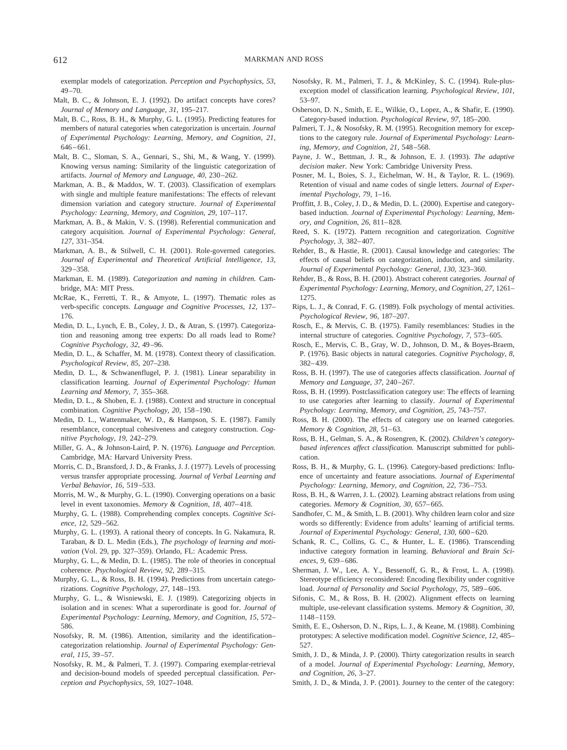exemplar models of categorization. *Perception and Psychophysics, 53,* 49–70.

Malt, B. C., & Johnson, E. J. (1992). Do artifact concepts have cores? *Journal of Memory and Language, 31,* 195–217.

Malt, B. C., Ross, B. H., & Murphy, G. L. (1995). Predicting features for members of natural categories when categorization is uncertain. *Journal of Experimental Psychology: Learning, Memory, and Cognition, 21,* 646–661.

Malt, B. C., Sloman, S. A., Gennari, S., Shi, M., & Wang, Y. (1999). Knowing versus naming: Similarity of the linguistic categorization of artifacts. *Journal of Memory and Language, 40,* 230–262.

Markman, A. B., & Maddox, W. T. (2003). Classification of exemplars with single and multiple feature manifestations: The effects of relevant dimension variation and category structure. *Journal of Experimental Psychology: Learning, Memory, and Cognition, 29,* 107–117.

Markman, A. B., & Makin, V. S. (1998). Referential communication and category acquisition. *Journal of Experimental Psychology: General, 127,* 331–354.

Markman, A. B., & Stilwell, C. H. (2001). Role-governed categories. *Journal of Experimental and Theoretical Artificial Intelligence, 13,* 329–358.

Markman, E. M. (1989). *Categorization and naming in children.* Cambridge, MA: MIT Press.

McRae, K., Ferretti, T. R., & Amyote, L. (1997). Thematic roles as verb-specific concepts. *Language and Cognitive Processes, 12,* 137–176.

Medin, D. L., Lynch, E. B., Coley, J. D., & Atran, S. (1997). Categorization and reasoning among tree experts: Do all roads lead to Rome? *Cognitive Psychology, 32,* 49–96.

Medin, D. L., & Schaffer, M. M. (1978). Context theory of classification. *Psychological Review, 85,* 207–238.

Medin, D. L., & Schwanenflugel, P. J. (1981). Linear separability in classification learning. *Journal of Experimental Psychology: Human Learning and Memory, 7,* 355–368.

Medin, D. L., & Shoben, E. J. (1988). Context and structure in conceptual combination. *Cognitive Psychology, 20,* 158–190.

Medin, D. L., Wattenmaker, W. D., & Hampson, S. E. (1987). Family resemblance, conceptual cohesiveness and category construction. *Cognitive Psychology, 19,* 242–279.

Miller, G. A., & Johnson-Laird, P. N. (1976). *Language and Perception.* Cambridge, MA: Harvard University Press.

Morris, C. D., Bransford, J. D., & Franks, J. J. (1977). Levels of processing versus transfer appropriate processing. *Journal of Verbal Learning and Verbal Behavior, 16,* 519–533.

Morris, M. W., & Murphy, G. L. (1990). Converging operations on a basic level in event taxonomies. *Memory & Cognition, 18,* 407–418.

Murphy, G. L. (1988). Comprehending complex concepts. *Cognitive Science, 12,* 529–562.

Murphy, G. L. (1993). A rational theory of concepts. In G. Nakamura, R. Taraban, & D. L. Medin (Eds.), *The psychology of learning and motivation* (Vol. 29, pp. 327–359). Orlando, FL: Academic Press.

Murphy, G. L., & Medin, D. L. (1985). The role of theories in conceptual coherence. *Psychological Review, 92,* 289–315.

Murphy, G. L., & Ross, B. H. (1994). Predictions from uncertain categorizations. *Cognitive Psychology, 27,* 148–193.

Murphy, G. L., & Wisniewski, E. J. (1989). Categorizing objects in isolation and in scenes: What a superordinate is good for. *Journal of Experimental Psychology: Learning, Memory, and Cognition, 15,* 572–586.

Nosofsky, R. M. (1986). Attention, similarity and the identification–categorization relationship. *Journal of Experimental Psychology: General, 115,* 39–57.

Nosofsky, R. M., & Palmeri, T. J. (1997). Comparing exemplar-retrieval and decision-bound models of speeded perceptual classification. *Perception and Psychophysics, 59,* 1027–1048.

Nosofsky, R. M., Palmeri, T. J., & McKinley, S. C. (1994). Rule-plus-exception model of classification learning. *Psychological Review, 101,* 53–97.

Osherson, D. N., Smith, E. E., Wilkie, O., Lopez, A., & Shafir, E. (1990). Category-based induction. *Psychological Review, 97,* 185–200.

Palmeri, T. J., & Nosofsky, R. M. (1995). Recognition memory for exceptions to the category rule. *Journal of Experimental Psychology: Learning, Memory, and Cognition, 21,* 548–568.

Payne, J. W., Bettman, J. R., & Johnson, E. J. (1993). *The adaptive decision maker.* New York: Cambridge University Press.

Posner, M. I., Boies, S. J., Eichelman, W. H., & Taylor, R. L. (1969). Retention of visual and name codes of single letters. *Journal of Experimental Psychology, 79,* 1–16.

Proffitt, J. B., Coley, J. D., & Medin, D. L. (2000). Expertise and category-based induction. *Journal of Experimental Psychology: Learning, Memory, and Cognition, 26,* 811–828.

Reed, S. K. (1972). Pattern recognition and categorization. *Cognitive Psychology, 3,* 382–407.

Rehder, B., & Hastie, R. (2001). Causal knowledge and categories: The effects of causal beliefs on categorization, induction, and similarity. *Journal of Experimental Psychology: General, 130,* 323–360.

Rehder, B., & Ross, B. H. (2001). Abstract coherent categories. *Journal of Experimental Psychology: Learning, Memory, and Cognition, 27,* 1261–1275.

Rips, L. J., & Conrad, F. G. (1989). Folk psychology of mental activities. *Psychological Review, 96,* 187–207.

Rosch, E., & Mervis, C. B. (1975). Family resemblances: Studies in the internal structure of categories. *Cognitive Psychology, 7,* 573–605.

Rosch, E., Mervis, C. B., Gray, W. D., Johnson, D. M., & Boyes-Braem, P. (1976). Basic objects in natural categories. *Cognitive Psychology, 8,* 382–439.

Ross, B. H. (1997). The use of categories affects classification. *Journal of Memory and Language, 37,* 240–267.

Ross, B. H. (1999). Postclassification category use: The effects of learning to use categories after learning to classify. *Journal of Experimental Psychology: Learning, Memory, and Cognition, 25,* 743–757.

Ross, B. H. (2000). The effects of category use on learned categories. *Memory & Cognition, 28,* 51–63.

Ross, B. H., Gelman, S. A., & Rosengren, K. (2002). *Children's category-based inferences affect classification.* Manuscript submitted for publication.

Ross, B. H., & Murphy, G. L. (1996). Category-based predictions: Influence of uncertainty and feature associations. *Journal of Experimental Psychology: Learning, Memory, and Cognition, 22,* 736–753.

Ross, B. H., & Warren, J. L. (2002). Learning abstract relations from using categories. *Memory & Cognition, 30,* 657–665.

Sandhofer, C. M., & Smith, L. B. (2001). Why children learn color and size words so differently: Evidence from adults' learning of artificial terms. *Journal of Experimental Psychology: General, 130,* 600–620.

Schank, R. C., Collins, G. C., & Hunter, L. E. (1986). Transcending inductive category formation in learning. *Behavioral and Brain Sciences, 9,* 639–686.

Sherman, J. W., Lee, A. Y., Bessenoff, G. R., & Frost, L. A. (1998). Stereotype efficiency reconsidered: Encoding flexibility under cognitive load. *Journal of Personality and Social Psychology, 75,* 589–606.

Sifonis, C. M., & Ross, B. H. (2002). Alignment effects on learning multiple, use-relevant classification systems. *Memory & Cognition, 30,* 1148–1159.

Smith, E. E., Osherson, D. N., Rips, L. J., & Keane, M. (1988). Combining prototypes: A selective modification model. *Cognitive Science, 12,* 485–527.

Smith, J. D., & Minda, J. P. (2000). Thirty categorization results in search of a model. *Journal of Experimental Psychology: Learning, Memory, and Cognition, 26,* 3–27.

Smith, J. D., & Minda, J. P. (2001). Journey to the center of the category: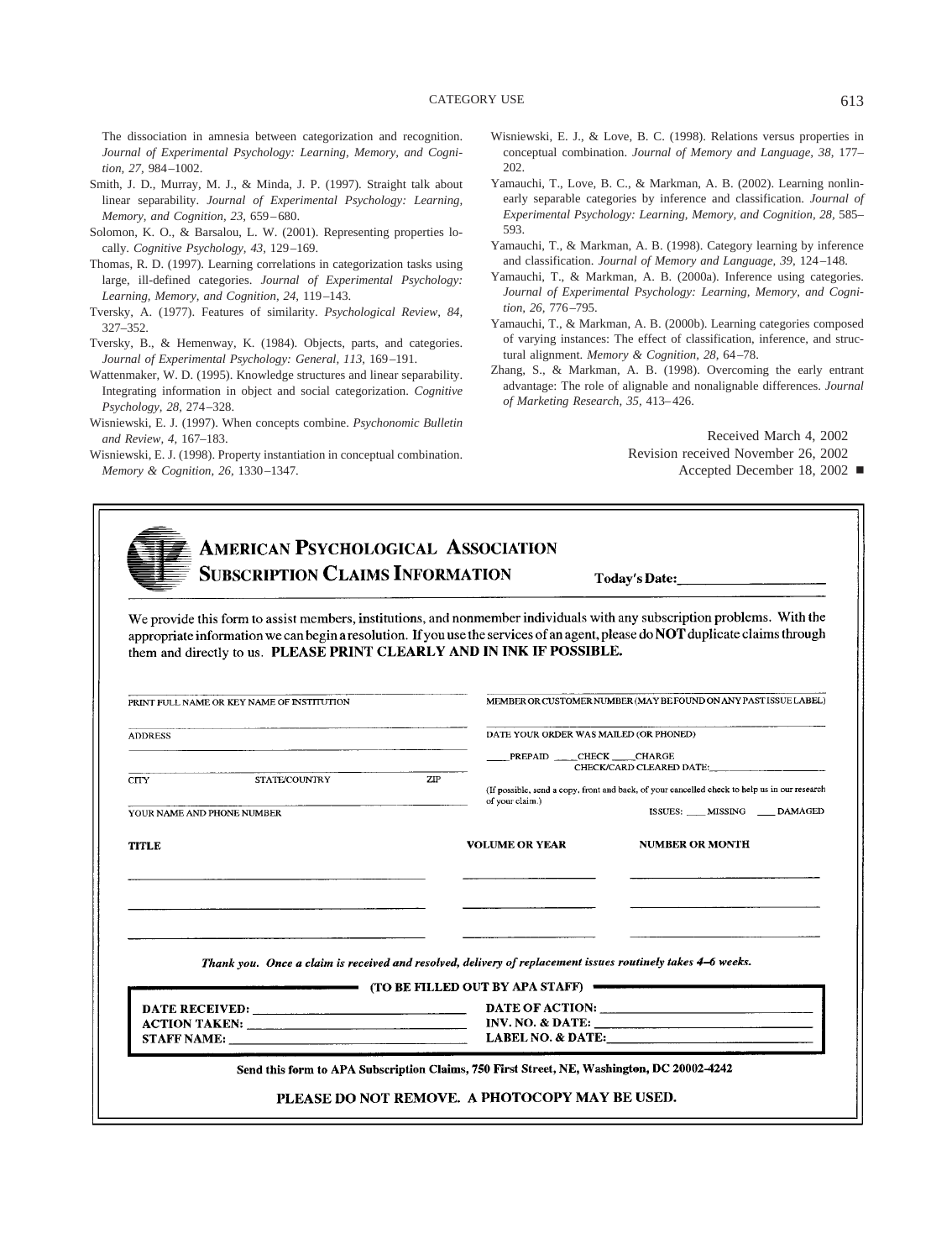The dissociation in amnesia between categorization and recognition. *Journal of Experimental Psychology: Learning, Memory, and Cognition, 27,* 984–1002.

Smith, J. D., Murray, M. J., & Minda, J. P. (1997). Straight talk about linear separability. *Journal of Experimental Psychology: Learning, Memory, and Cognition, 23,* 659–680.

Solomon, K. O., & Barsalou, L. W. (2001). Representing properties locally. *Cognitive Psychology, 43,* 129–169.

Thomas, R. D. (1997). Learning correlations in categorization tasks using large, ill-defined categories. *Journal of Experimental Psychology: Learning, Memory, and Cognition, 24,* 119–143.

Tversky, A. (1977). Features of similarity. *Psychological Review, 84,* 327–352.

Tversky, B., & Hemenway, K. (1984). Objects, parts, and categories. *Journal of Experimental Psychology: General, 113,* 169–191.

Wattenmaker, W. D. (1995). Knowledge structures and linear separability. Integrating information in object and social categorization. *Cognitive Psychology, 28,* 274–328.

Wisniewski, E. J. (1997). When concepts combine. *Psychonomic Bulletin and Review, 4,* 167–183.

Wisniewski, E. J. (1998). Property instantiation in conceptual combination. *Memory & Cognition, 26,* 1330–1347.

Wisniewski, E. J., & Love, B. C. (1998). Relations versus properties in conceptual combination. *Journal of Memory and Language, 38,* 177–202.

Yamauchi, T., Love, B. C., & Markman, A. B. (2002). Learning nonlinearly separable categories by inference and classification. *Journal of Experimental Psychology: Learning, Memory, and Cognition, 28,* 585–593.

Yamauchi, T., & Markman, A. B. (1998). Category learning by inference and classification. *Journal of Memory and Language, 39,* 124–148.

Yamauchi, T., & Markman, A. B. (2000a). Inference using categories. *Journal of Experimental Psychology: Learning, Memory, and Cognition, 26,* 776–795.

Yamauchi, T., & Markman, A. B. (2000b). Learning categories composed of varying instances: The effect of classification, inference, and structural alignment. *Memory & Cognition, 28,* 64–78.

Zhang, S., & Markman, A. B. (1998). Overcoming the early entrant advantage: The role of alignable and nonalignable differences. *Journal of Marketing Research, 35,* 413–426.

Received March 4, 2002
Revision received November 26, 2002
Accepted December 18, 2002 ■

## American Psychological Association Subscription Claims Information

**Today's Date:** ____________________

We provide this form to assist members, institutions, and nonmember individuals with any subscription problems. With the appropriate information we can begin a resolution. If you use the services of an agent, please do **NOT** duplicate claims through them and directly to us. **PLEASE PRINT CLEARLY AND IN INK IF POSSIBLE.**

PRINT FULL NAME OR KEY NAME OF INSTITUTION ____________________

MEMBER OR CUSTOMER NUMBER (MAY BE FOUND ON ANY PAST ISSUE LABEL) ____________________

ADDRESS ____________________

DATE YOUR ORDER WAS MAILED (OR PHONED) ____________________

____ PREPAID ____ CHECK ____ CHARGE
CHECK/CARD CLEARED DATE: ____________________

CITY ________ STATE/COUNTRY ________ ZIP ________

(If possible, send a copy, front and back, of your cancelled check to help us in our research of your claim.)

YOUR NAME AND PHONE NUMBER ____________________

ISSUES: ____ MISSING ____ DAMAGED

| TITLE | VOLUME OR YEAR | NUMBER OR MONTH |
|---|---|---|
| | | |
| | | |
| | | |

***Thank you. Once a claim is received and resolved, delivery of replacement issues routinely takes 4–6 weeks.***

**(TO BE FILLED OUT BY APA STAFF)**

**DATE RECEIVED:** ____________________
**ACTION TAKEN:** ____________________
**STAFF NAME:** ____________________
**DATE OF ACTION:** ____________________
**INV. NO. & DATE:** ____________________
**LABEL NO. & DATE:** ____________________

**Send this form to APA Subscription Claims, 750 First Street, NE, Washington, DC 20002-4242**

**PLEASE DO NOT REMOVE. A PHOTOCOPY MAY BE USED.**